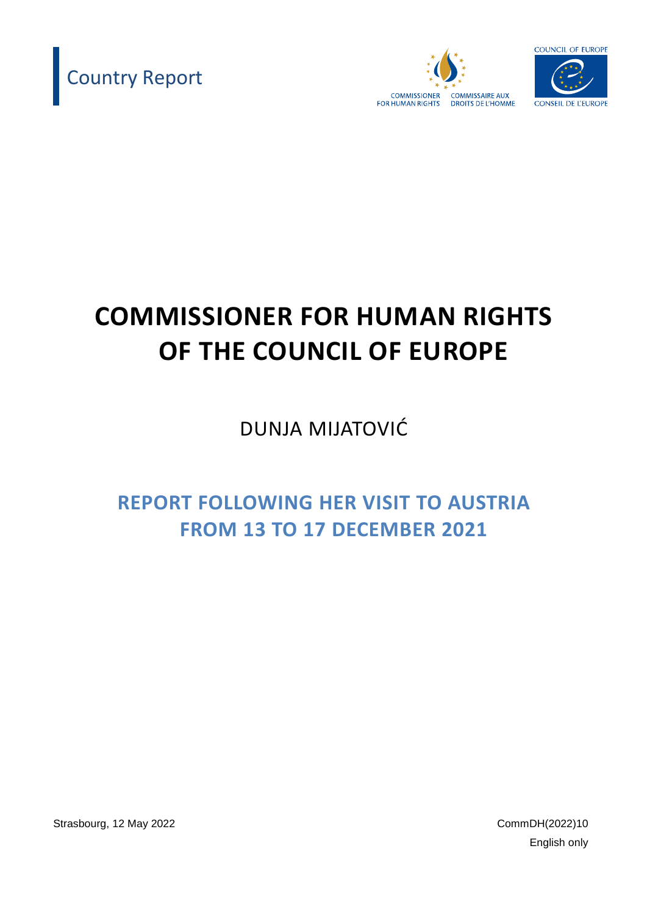Country Report

COMMISSIONER FOR HUMAN RIGHTS COMMISSAIRE AUX DROITS DE L'HOMME

COUNCIL OF EUROPE CONSEIL DE L'EUROPE

# COMMISSIONER FOR HUMAN RIGHTS OF THE COUNCIL OF EUROPE

DUNJA MIJATOVIĆ

## REPORT FOLLOWING HER VISIT TO AUSTRIA FROM 13 TO 17 DECEMBER 2021

Strasbourg, 12 May 2022

CommDH(2022)10

English only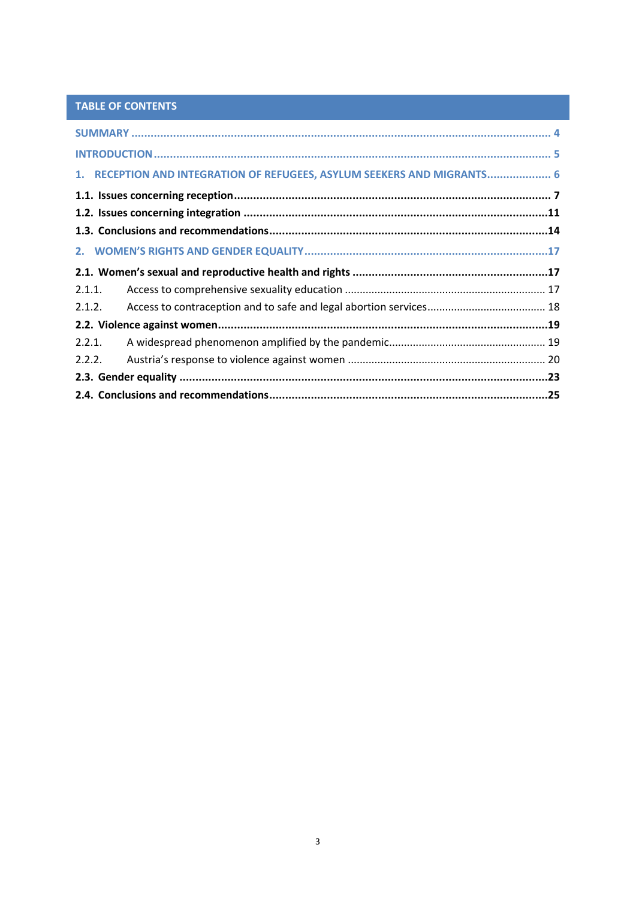## TABLE OF CONTENTS

SUMMARY .................................................................................................................................... 4

INTRODUCTION ........................................................................................................................... 5

1. RECEPTION AND INTEGRATION OF REFUGEES, ASYLUM SEEKERS AND MIGRANTS.................... 6

**1.1. Issues concerning reception** ................................................................................................. 7

**1.2. Issues concerning integration** .............................................................................................11

**1.3. Conclusions and recommendations**......................................................................................14

2. WOMEN'S RIGHTS AND GENDER EQUALITY ...........................................................................17

**2.1. Women's sexual and reproductive health and rights** .............................................................17

2.1.1. Access to comprehensive sexuality education ................................................................... 17

2.1.2. Access to contraception and to safe and legal abortion services....................................... 18

**2.2. Violence against women**.......................................................................................................19

2.2.1. A widespread phenomenon amplified by the pandemic.................................................... 19

2.2.2. Austria's response to violence against women .................................................................. 20

**2.3. Gender equality** ..................................................................................................................23

**2.4. Conclusions and recommendations**......................................................................................25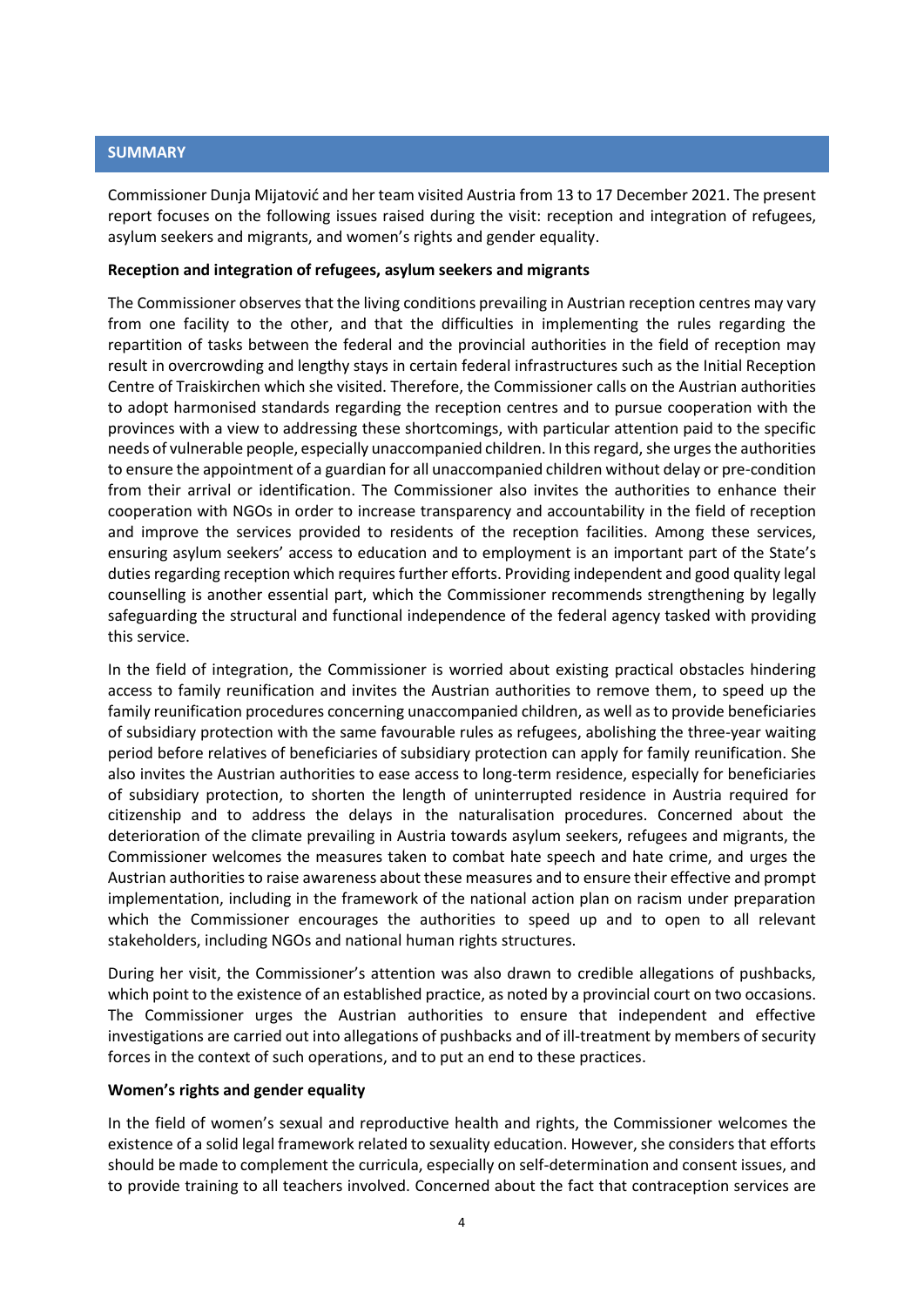## SUMMARY

Commissioner Dunja Mijatović and her team visited Austria from 13 to 17 December 2021. The present report focuses on the following issues raised during the visit: reception and integration of refugees, asylum seekers and migrants, and women's rights and gender equality.

**Reception and integration of refugees, asylum seekers and migrants**

The Commissioner observes that the living conditions prevailing in Austrian reception centres may vary from one facility to the other, and that the difficulties in implementing the rules regarding the repartition of tasks between the federal and the provincial authorities in the field of reception may result in overcrowding and lengthy stays in certain federal infrastructures such as the Initial Reception Centre of Traiskirchen which she visited. Therefore, the Commissioner calls on the Austrian authorities to adopt harmonised standards regarding the reception centres and to pursue cooperation with the provinces with a view to addressing these shortcomings, with particular attention paid to the specific needs of vulnerable people, especially unaccompanied children. In this regard, she urges the authorities to ensure the appointment of a guardian for all unaccompanied children without delay or pre-condition from their arrival or identification. The Commissioner also invites the authorities to enhance their cooperation with NGOs in order to increase transparency and accountability in the field of reception and improve the services provided to residents of the reception facilities. Among these services, ensuring asylum seekers' access to education and to employment is an important part of the State's duties regarding reception which requires further efforts. Providing independent and good quality legal counselling is another essential part, which the Commissioner recommends strengthening by legally safeguarding the structural and functional independence of the federal agency tasked with providing this service.

In the field of integration, the Commissioner is worried about existing practical obstacles hindering access to family reunification and invites the Austrian authorities to remove them, to speed up the family reunification procedures concerning unaccompanied children, as well as to provide beneficiaries of subsidiary protection with the same favourable rules as refugees, abolishing the three-year waiting period before relatives of beneficiaries of subsidiary protection can apply for family reunification. She also invites the Austrian authorities to ease access to long-term residence, especially for beneficiaries of subsidiary protection, to shorten the length of uninterrupted residence in Austria required for citizenship and to address the delays in the naturalisation procedures. Concerned about the deterioration of the climate prevailing in Austria towards asylum seekers, refugees and migrants, the Commissioner welcomes the measures taken to combat hate speech and hate crime, and urges the Austrian authorities to raise awareness about these measures and to ensure their effective and prompt implementation, including in the framework of the national action plan on racism under preparation which the Commissioner encourages the authorities to speed up and to open to all relevant stakeholders, including NGOs and national human rights structures.

During her visit, the Commissioner's attention was also drawn to credible allegations of pushbacks, which point to the existence of an established practice, as noted by a provincial court on two occasions. The Commissioner urges the Austrian authorities to ensure that independent and effective investigations are carried out into allegations of pushbacks and of ill-treatment by members of security forces in the context of such operations, and to put an end to these practices.

**Women's rights and gender equality**

In the field of women's sexual and reproductive health and rights, the Commissioner welcomes the existence of a solid legal framework related to sexuality education. However, she considers that efforts should be made to complement the curricula, especially on self-determination and consent issues, and to provide training to all teachers involved. Concerned about the fact that contraception services are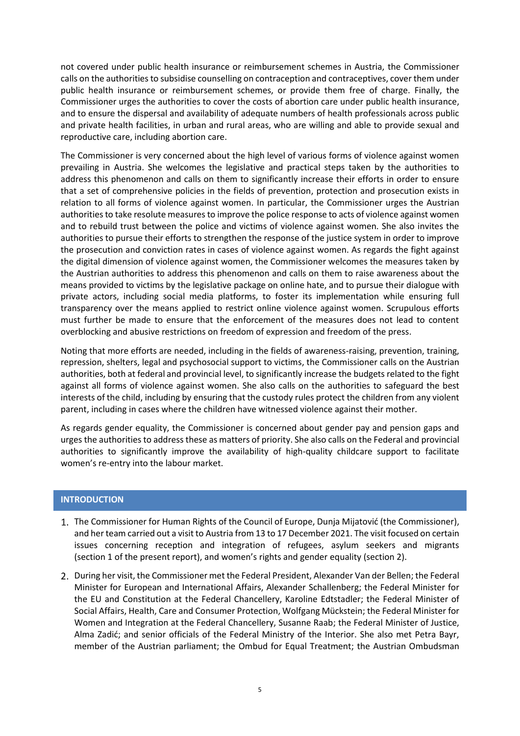not covered under public health insurance or reimbursement schemes in Austria, the Commissioner calls on the authorities to subsidise counselling on contraception and contraceptives, cover them under public health insurance or reimbursement schemes, or provide them free of charge. Finally, the Commissioner urges the authorities to cover the costs of abortion care under public health insurance, and to ensure the dispersal and availability of adequate numbers of health professionals across public and private health facilities, in urban and rural areas, who are willing and able to provide sexual and reproductive care, including abortion care.

The Commissioner is very concerned about the high level of various forms of violence against women prevailing in Austria. She welcomes the legislative and practical steps taken by the authorities to address this phenomenon and calls on them to significantly increase their efforts in order to ensure that a set of comprehensive policies in the fields of prevention, protection and prosecution exists in relation to all forms of violence against women. In particular, the Commissioner urges the Austrian authorities to take resolute measures to improve the police response to acts of violence against women and to rebuild trust between the police and victims of violence against women. She also invites the authorities to pursue their efforts to strengthen the response of the justice system in order to improve the prosecution and conviction rates in cases of violence against women. As regards the fight against the digital dimension of violence against women, the Commissioner welcomes the measures taken by the Austrian authorities to address this phenomenon and calls on them to raise awareness about the means provided to victims by the legislative package on online hate, and to pursue their dialogue with private actors, including social media platforms, to foster its implementation while ensuring full transparency over the means applied to restrict online violence against women. Scrupulous efforts must further be made to ensure that the enforcement of the measures does not lead to content overblocking and abusive restrictions on freedom of expression and freedom of the press.

Noting that more efforts are needed, including in the fields of awareness-raising, prevention, training, repression, shelters, legal and psychosocial support to victims, the Commissioner calls on the Austrian authorities, both at federal and provincial level, to significantly increase the budgets related to the fight against all forms of violence against women. She also calls on the authorities to safeguard the best interests of the child, including by ensuring that the custody rules protect the children from any violent parent, including in cases where the children have witnessed violence against their mother.

As regards gender equality, the Commissioner is concerned about gender pay and pension gaps and urges the authorities to address these as matters of priority. She also calls on the Federal and provincial authorities to significantly improve the availability of high-quality childcare support to facilitate women's re-entry into the labour market.

## INTRODUCTION

1. The Commissioner for Human Rights of the Council of Europe, Dunja Mijatović (the Commissioner), and her team carried out a visit to Austria from 13 to 17 December 2021. The visit focused on certain issues concerning reception and integration of refugees, asylum seekers and migrants (section 1 of the present report), and women's rights and gender equality (section 2).

2. During her visit, the Commissioner met the Federal President, Alexander Van der Bellen; the Federal Minister for European and International Affairs, Alexander Schallenberg; the Federal Minister for the EU and Constitution at the Federal Chancellery, Karoline Edtstadler; the Federal Minister of Social Affairs, Health, Care and Consumer Protection, Wolfgang Mückstein; the Federal Minister for Women and Integration at the Federal Chancellery, Susanne Raab; the Federal Minister of Justice, Alma Zadić; and senior officials of the Federal Ministry of the Interior. She also met Petra Bayr, member of the Austrian parliament; the Ombud for Equal Treatment; the Austrian Ombudsman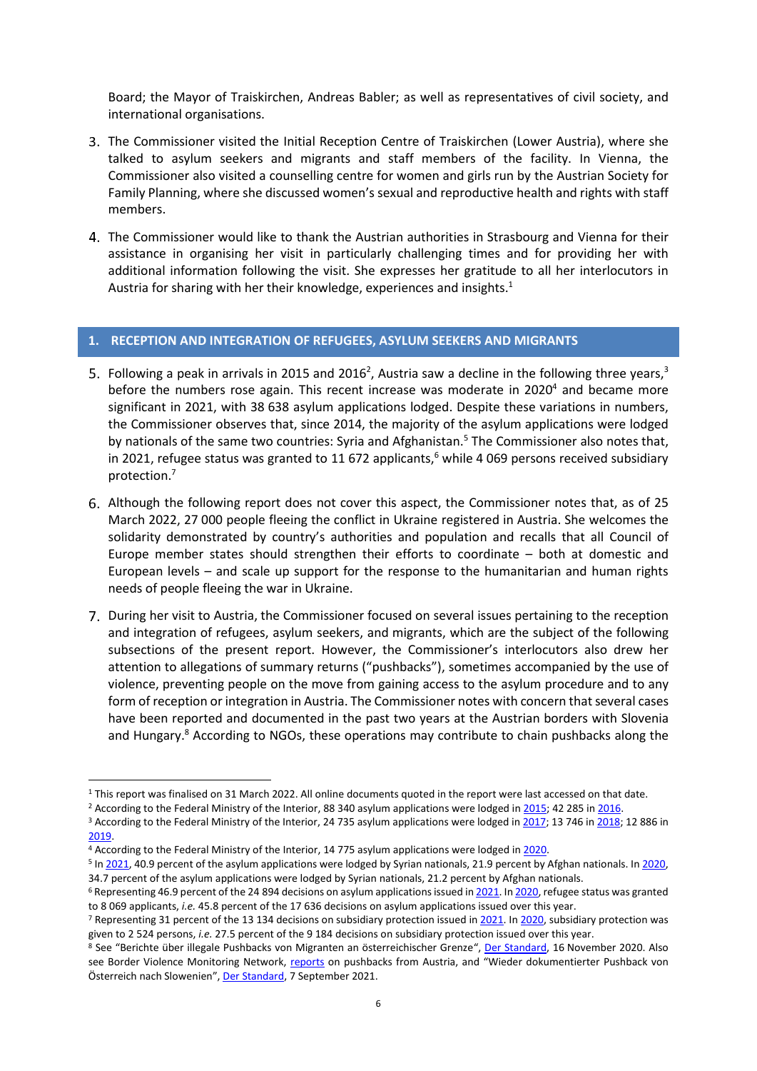Board; the Mayor of Traiskirchen, Andreas Babler; as well as representatives of civil society, and international organisations.

3. The Commissioner visited the Initial Reception Centre of Traiskirchen (Lower Austria), where she talked to asylum seekers and migrants and staff members of the facility. In Vienna, the Commissioner also visited a counselling centre for women and girls run by the Austrian Society for Family Planning, where she discussed women's sexual and reproductive health and rights with staff members.

4. The Commissioner would like to thank the Austrian authorities in Strasbourg and Vienna for their assistance in organising her visit in particularly challenging times and for providing her with additional information following the visit. She expresses her gratitude to all her interlocutors in Austria for sharing with her their knowledge, experiences and insights.[1]

## 1. RECEPTION AND INTEGRATION OF REFUGEES, ASYLUM SEEKERS AND MIGRANTS

5. Following a peak in arrivals in 2015 and 2016[2], Austria saw a decline in the following three years,[3] before the numbers rose again. This recent increase was moderate in 2020[4] and became more significant in 2021, with 38 638 asylum applications lodged. Despite these variations in numbers, the Commissioner observes that, since 2014, the majority of the asylum applications were lodged by nationals of the same two countries: Syria and Afghanistan.[5] The Commissioner also notes that, in 2021, refugee status was granted to 11 672 applicants,[6] while 4 069 persons received subsidiary protection.[7]

6. Although the following report does not cover this aspect, the Commissioner notes that, as of 25 March 2022, 27 000 people fleeing the conflict in Ukraine registered in Austria. She welcomes the solidarity demonstrated by country's authorities and population and recalls that all Council of Europe member states should strengthen their efforts to coordinate – both at domestic and European levels – and scale up support for the response to the humanitarian and human rights needs of people fleeing the war in Ukraine.

7. During her visit to Austria, the Commissioner focused on several issues pertaining to the reception and integration of refugees, asylum seekers, and migrants, which are the subject of the following subsections of the present report. However, the Commissioner's interlocutors also drew her attention to allegations of summary returns ("pushbacks"), sometimes accompanied by the use of violence, preventing people on the move from gaining access to the asylum procedure and to any form of reception or integration in Austria. The Commissioner notes with concern that several cases have been reported and documented in the past two years at the Austrian borders with Slovenia and Hungary.[8] According to NGOs, these operations may contribute to chain pushbacks along the

---

[1] This report was finalised on 31 March 2022. All online documents quoted in the report were last accessed on that date.

[2] According to the Federal Ministry of the Interior, 88 340 asylum applications were lodged in 2015; 42 285 in 2016.

[3] According to the Federal Ministry of the Interior, 24 735 asylum applications were lodged in 2017; 13 746 in 2018; 12 886 in 2019.

[4] According to the Federal Ministry of the Interior, 14 775 asylum applications were lodged in 2020.

[5] In 2021, 40.9 percent of the asylum applications were lodged by Syrian nationals, 21.9 percent by Afghan nationals. In 2020, 34.7 percent of the asylum applications were lodged by Syrian nationals, 21.2 percent by Afghan nationals.

[6] Representing 46.9 percent of the 24 894 decisions on asylum applications issued in 2021. In 2020, refugee status was granted to 8 069 applicants, *i.e.* 45.8 percent of the 17 636 decisions on asylum applications issued over this year.

[7] Representing 31 percent of the 13 134 decisions on subsidiary protection issued in 2021. In 2020, subsidiary protection was given to 2 524 persons, *i.e.* 27.5 percent of the 9 184 decisions on subsidiary protection issued over this year.

[8] See "Berichte über illegale Pushbacks von Migranten an österreichischer Grenze", Der Standard, 16 November 2020. Also see Border Violence Monitoring Network, reports on pushbacks from Austria, and "Wieder dokumentierter Pushback von Österreich nach Slowenien", Der Standard, 7 September 2021.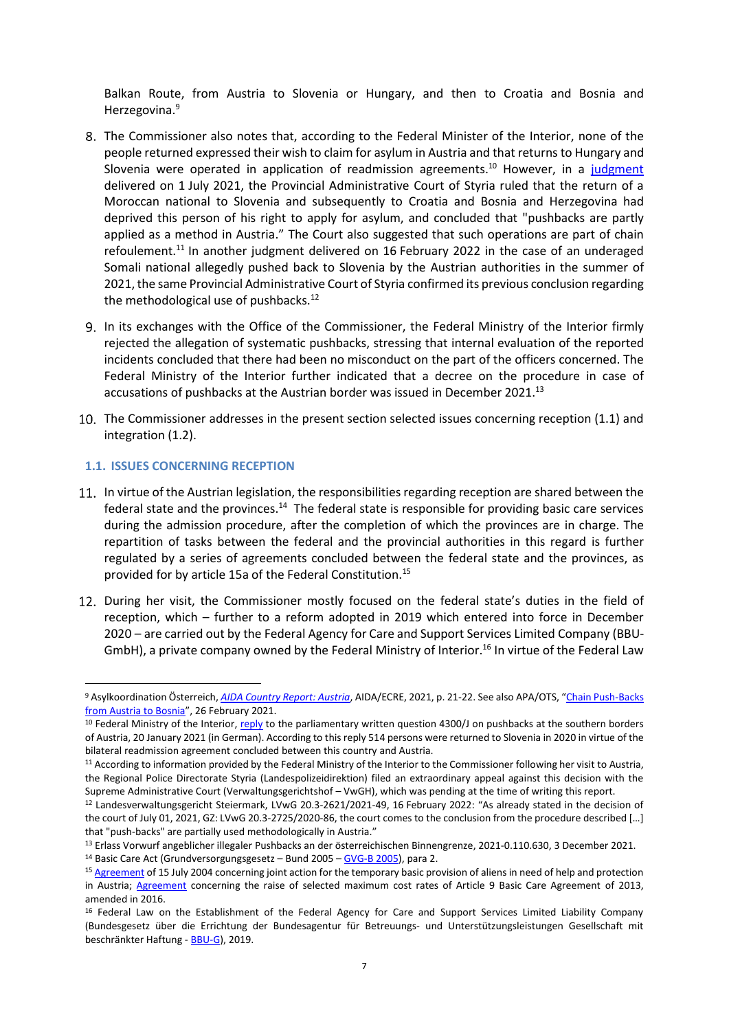Balkan Route, from Austria to Slovenia or Hungary, and then to Croatia and Bosnia and Herzegovina.[9]

8. The Commissioner also notes that, according to the Federal Minister of the Interior, none of the people returned expressed their wish to claim for asylum in Austria and that returns to Hungary and Slovenia were operated in application of readmission agreements.[10] However, in a judgment delivered on 1 July 2021, the Provincial Administrative Court of Styria ruled that the return of a Moroccan national to Slovenia and subsequently to Croatia and Bosnia and Herzegovina had deprived this person of his right to apply for asylum, and concluded that "pushbacks are partly applied as a method in Austria." The Court also suggested that such operations are part of chain refoulement.[11] In another judgment delivered on 16 February 2022 in the case of an underaged Somali national allegedly pushed back to Slovenia by the Austrian authorities in the summer of 2021, the same Provincial Administrative Court of Styria confirmed its previous conclusion regarding the methodological use of pushbacks.[12]

9. In its exchanges with the Office of the Commissioner, the Federal Ministry of the Interior firmly rejected the allegation of systematic pushbacks, stressing that internal evaluation of the reported incidents concluded that there had been no misconduct on the part of the officers concerned. The Federal Ministry of the Interior further indicated that a decree on the procedure in case of accusations of pushbacks at the Austrian border was issued in December 2021.[13]

10. The Commissioner addresses in the present section selected issues concerning reception (1.1) and integration (1.2).

### 1.1. ISSUES CONCERNING RECEPTION

11. In virtue of the Austrian legislation, the responsibilities regarding reception are shared between the federal state and the provinces.[14] The federal state is responsible for providing basic care services during the admission procedure, after the completion of which the provinces are in charge. The repartition of tasks between the federal and the provincial authorities in this regard is further regulated by a series of agreements concluded between the federal state and the provinces, as provided for by article 15a of the Federal Constitution.[15]

12. During her visit, the Commissioner mostly focused on the federal state's duties in the field of reception, which – further to a reform adopted in 2019 which entered into force in December 2020 – are carried out by the Federal Agency for Care and Support Services Limited Company (BBU-GmbH), a private company owned by the Federal Ministry of Interior.[16] In virtue of the Federal Law

---

[9] Asylkoordination Österreich, *AIDA Country Report: Austria*, AIDA/ECRE, 2021, p. 21-22. See also APA/OTS, "Chain Push-Backs from Austria to Bosnia", 26 February 2021.

[10] Federal Ministry of the Interior, reply to the parliamentary written question 4300/J on pushbacks at the southern borders of Austria, 20 January 2021 (in German). According to this reply 514 persons were returned to Slovenia in 2020 in virtue of the bilateral readmission agreement concluded between this country and Austria.

[11] According to information provided by the Federal Ministry of the Interior to the Commissioner following her visit to Austria, the Regional Police Directorate Styria (Landespolizeidirektion) filed an extraordinary appeal against this decision with the Supreme Administrative Court (Verwaltungsgerichtshof – VwGH), which was pending at the time of writing this report.

[12] Landesverwaltungsgericht Steiermark, LVwG 20.3-2621/2021-49, 16 February 2022: "As already stated in the decision of the court of July 01, 2021, GZ: LVwG 20.3-2725/2020-86, the court comes to the conclusion from the procedure described […] that "push-backs" are partially used methodologically in Austria."

[13] Erlass Vorwurf angeblicher illegaler Pushbacks an der österreichischen Binnengrenze, 2021-0.110.630, 3 December 2021.

[14] Basic Care Act (Grundversorgungsgesetz – Bund 2005 – GVG-B 2005), para 2.

[15] Agreement of 15 July 2004 concerning joint action for the temporary basic provision of aliens in need of help and protection in Austria; Agreement concerning the raise of selected maximum cost rates of Article 9 Basic Care Agreement of 2013, amended in 2016.

[16] Federal Law on the Establishment of the Federal Agency for Care and Support Services Limited Liability Company (Bundesgesetz über die Errichtung der Bundesagentur für Betreuungs- und Unterstützungsleistungen Gesellschaft mit beschränkter Haftung - BBU-G), 2019.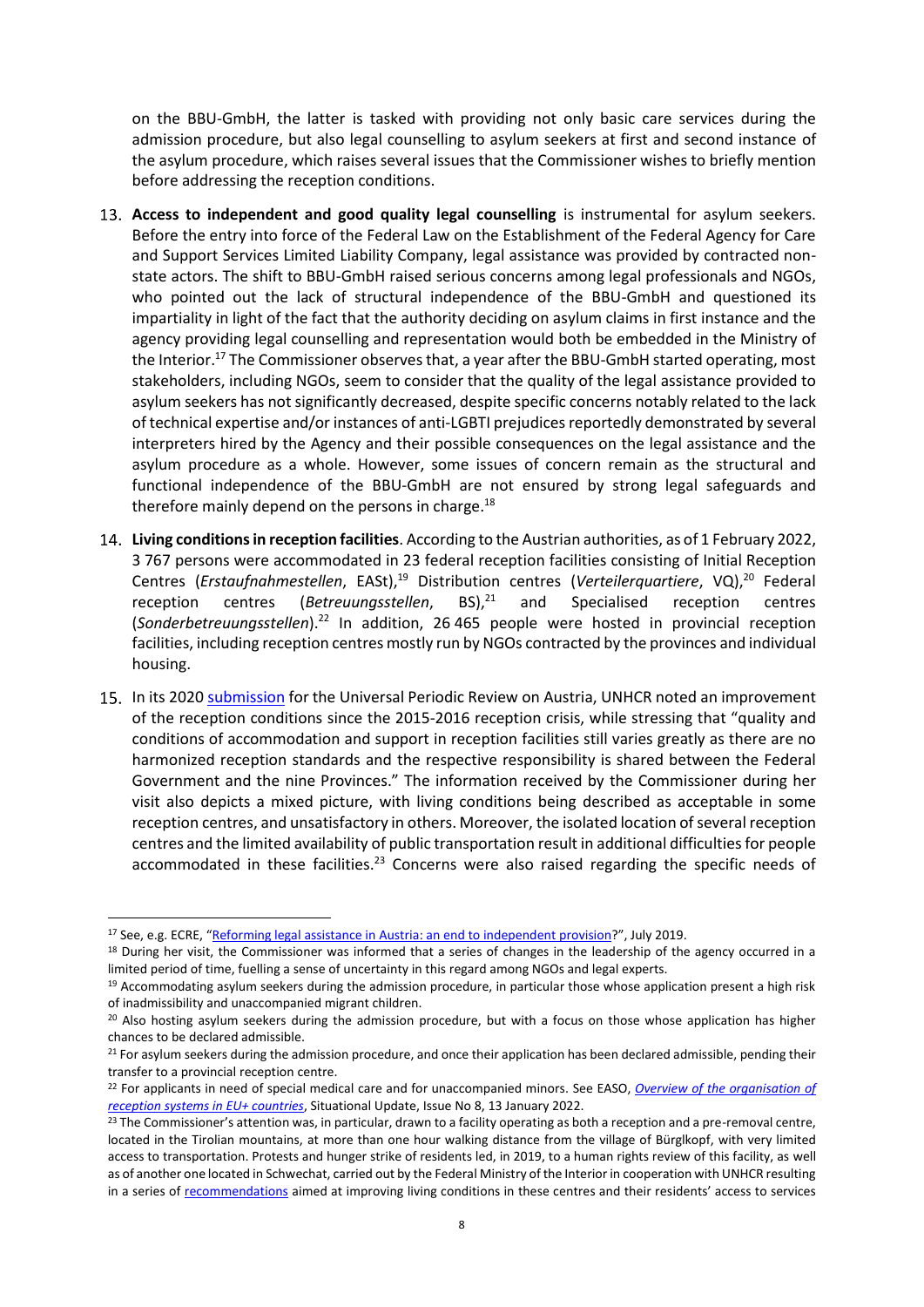on the BBU-GmbH, the latter is tasked with providing not only basic care services during the admission procedure, but also legal counselling to asylum seekers at first and second instance of the asylum procedure, which raises several issues that the Commissioner wishes to briefly mention before addressing the reception conditions.

13. **Access to independent and good quality legal counselling** is instrumental for asylum seekers. Before the entry into force of the Federal Law on the Establishment of the Federal Agency for Care and Support Services Limited Liability Company, legal assistance was provided by contracted non-state actors. The shift to BBU-GmbH raised serious concerns among legal professionals and NGOs, who pointed out the lack of structural independence of the BBU-GmbH and questioned its impartiality in light of the fact that the authority deciding on asylum claims in first instance and the agency providing legal counselling and representation would both be embedded in the Ministry of the Interior.[17] The Commissioner observes that, a year after the BBU-GmbH started operating, most stakeholders, including NGOs, seem to consider that the quality of the legal assistance provided to asylum seekers has not significantly decreased, despite specific concerns notably related to the lack of technical expertise and/or instances of anti-LGBTI prejudices reportedly demonstrated by several interpreters hired by the Agency and their possible consequences on the legal assistance and the asylum procedure as a whole. However, some issues of concern remain as the structural and functional independence of the BBU-GmbH are not ensured by strong legal safeguards and therefore mainly depend on the persons in charge.[18]

14. **Living conditions in reception facilities**. According to the Austrian authorities, as of 1 February 2022, 3 767 persons were accommodated in 23 federal reception facilities consisting of Initial Reception Centres (*Erstaufnahmestellen*, EASt),[19] Distribution centres (*Verteilerquartiere*, VQ),[20] Federal reception centres (*Betreuungsstellen*, BS),[21] and Specialised reception centres (*Sonderbetreuungsstellen*).[22] In addition, 26 465 people were hosted in provincial reception facilities, including reception centres mostly run by NGOs contracted by the provinces and individual housing.

15. In its 2020 submission for the Universal Periodic Review on Austria, UNHCR noted an improvement of the reception conditions since the 2015-2016 reception crisis, while stressing that "quality and conditions of accommodation and support in reception facilities still varies greatly as there are no harmonized reception standards and the respective responsibility is shared between the Federal Government and the nine Provinces." The information received by the Commissioner during her visit also depicts a mixed picture, with living conditions being described as acceptable in some reception centres, and unsatisfactory in others. Moreover, the isolated location of several reception centres and the limited availability of public transportation result in additional difficulties for people accommodated in these facilities.[23] Concerns were also raised regarding the specific needs of

---

[17] See, e.g. ECRE, "Reforming legal assistance in Austria: an end to independent provision?", July 2019.

[18] During her visit, the Commissioner was informed that a series of changes in the leadership of the agency occurred in a limited period of time, fuelling a sense of uncertainty in this regard among NGOs and legal experts.

[19] Accommodating asylum seekers during the admission procedure, in particular those whose application present a high risk of inadmissibility and unaccompanied migrant children.

[20] Also hosting asylum seekers during the admission procedure, but with a focus on those whose application has higher chances to be declared admissible.

[21] For asylum seekers during the admission procedure, and once their application has been declared admissible, pending their transfer to a provincial reception centre.

[22] For applicants in need of special medical care and for unaccompanied minors. See EASO, *Overview of the organisation of reception systems in EU+ countries*, Situational Update, Issue No 8, 13 January 2022.

[23] The Commissioner's attention was, in particular, drawn to a facility operating as both a reception and a pre-removal centre, located in the Tirolian mountains, at more than one hour walking distance from the village of Bürglkopf, with very limited access to transportation. Protests and hunger strike of residents led, in 2019, to a human rights review of this facility, as well as of another one located in Schwechat, carried out by the Federal Ministry of the Interior in cooperation with UNHCR resulting in a series of recommendations aimed at improving living conditions in these centres and their residents' access to services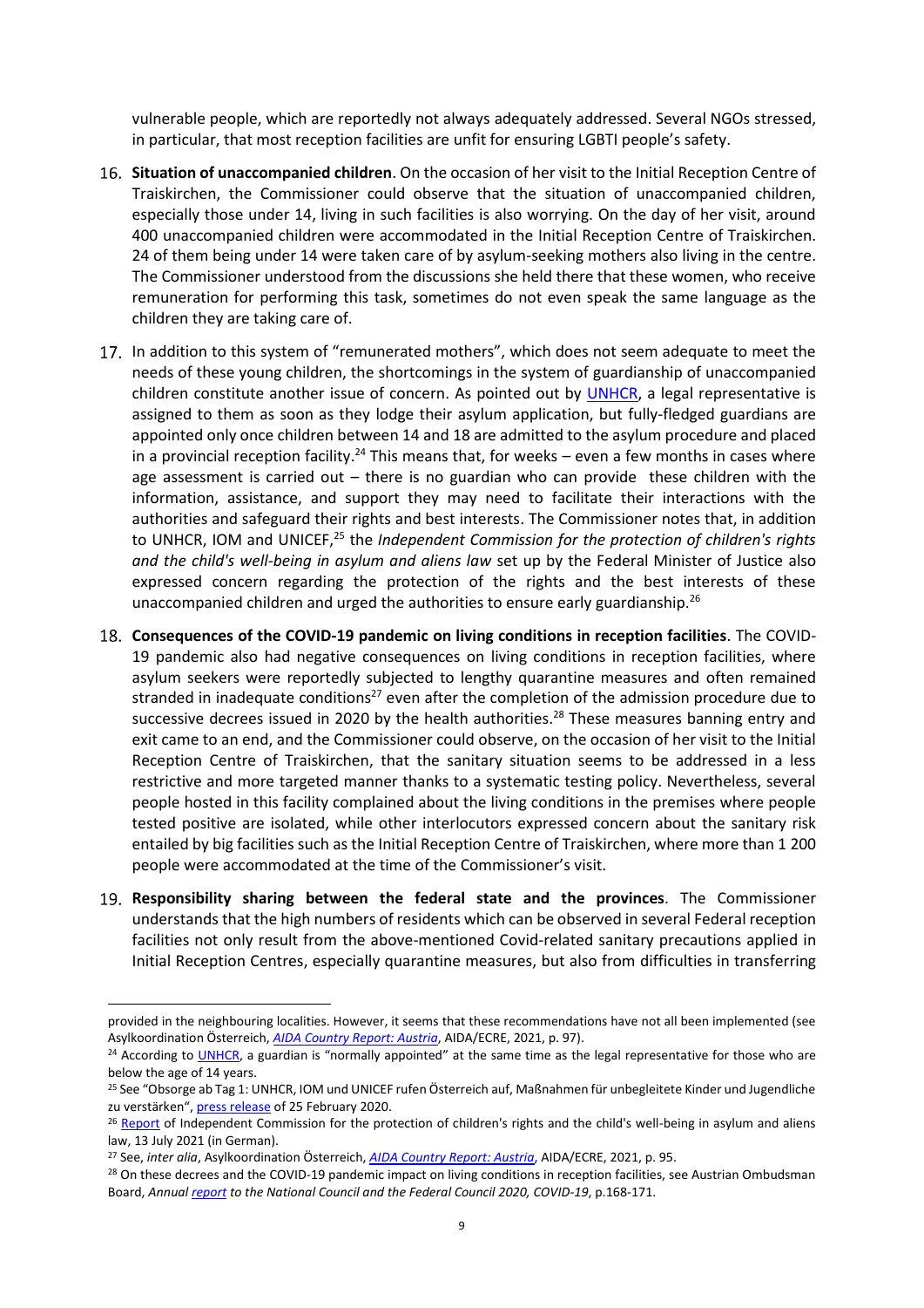vulnerable people, which are reportedly not always adequately addressed. Several NGOs stressed, in particular, that most reception facilities are unfit for ensuring LGBTI people's safety.

16. **Situation of unaccompanied children**. On the occasion of her visit to the Initial Reception Centre of Traiskirchen, the Commissioner could observe that the situation of unaccompanied children, especially those under 14, living in such facilities is also worrying. On the day of her visit, around 400 unaccompanied children were accommodated in the Initial Reception Centre of Traiskirchen. 24 of them being under 14 were taken care of by asylum-seeking mothers also living in the centre. The Commissioner understood from the discussions she held there that these women, who receive remuneration for performing this task, sometimes do not even speak the same language as the children they are taking care of.

17. In addition to this system of "remunerated mothers", which does not seem adequate to meet the needs of these young children, the shortcomings in the system of guardianship of unaccompanied children constitute another issue of concern. As pointed out by UNHCR, a legal representative is assigned to them as soon as they lodge their asylum application, but fully-fledged guardians are appointed only once children between 14 and 18 are admitted to the asylum procedure and placed in a provincial reception facility.[24] This means that, for weeks – even a few months in cases where age assessment is carried out – there is no guardian who can provide these children with the information, assistance, and support they may need to facilitate their interactions with the authorities and safeguard their rights and best interests. The Commissioner notes that, in addition to UNHCR, IOM and UNICEF,[25] the *Independent Commission for the protection of children's rights and the child's well-being in asylum and aliens law* set up by the Federal Minister of Justice also expressed concern regarding the protection of the rights and the best interests of these unaccompanied children and urged the authorities to ensure early guardianship.[26]

18. **Consequences of the COVID-19 pandemic on living conditions in reception facilities**. The COVID-19 pandemic also had negative consequences on living conditions in reception facilities, where asylum seekers were reportedly subjected to lengthy quarantine measures and often remained stranded in inadequate conditions[27] even after the completion of the admission procedure due to successive decrees issued in 2020 by the health authorities.[28] These measures banning entry and exit came to an end, and the Commissioner could observe, on the occasion of her visit to the Initial Reception Centre of Traiskirchen, that the sanitary situation seems to be addressed in a less restrictive and more targeted manner thanks to a systematic testing policy. Nevertheless, several people hosted in this facility complained about the living conditions in the premises where people tested positive are isolated, while other interlocutors expressed concern about the sanitary risk entailed by big facilities such as the Initial Reception Centre of Traiskirchen, where more than 1 200 people were accommodated at the time of the Commissioner's visit.

19. **Responsibility sharing between the federal state and the provinces**. The Commissioner understands that the high numbers of residents which can be observed in several Federal reception facilities not only result from the above-mentioned Covid-related sanitary precautions applied in Initial Reception Centres, especially quarantine measures, but also from difficulties in transferring

---

provided in the neighbouring localities. However, it seems that these recommendations have not all been implemented (see Asylkoordination Österreich, *AIDA Country Report: Austria*, AIDA/ECRE, 2021, p. 97).

[24] According to UNHCR, a guardian is "normally appointed" at the same time as the legal representative for those who are below the age of 14 years.

[25] See "Obsorge ab Tag 1: UNHCR, IOM und UNICEF rufen Österreich auf, Maßnahmen für unbegleitete Kinder und Jugendliche zu verstärken", press release of 25 February 2020.

[26] Report of Independent Commission for the protection of children's rights and the child's well-being in asylum and aliens law, 13 July 2021 (in German).

[27] See, *inter alia*, Asylkoordination Österreich, *AIDA Country Report: Austria*, AIDA/ECRE, 2021, p. 95.

[28] On these decrees and the COVID-19 pandemic impact on living conditions in reception facilities, see Austrian Ombudsman Board, *Annual report to the National Council and the Federal Council 2020, COVID-19*, p.168-171.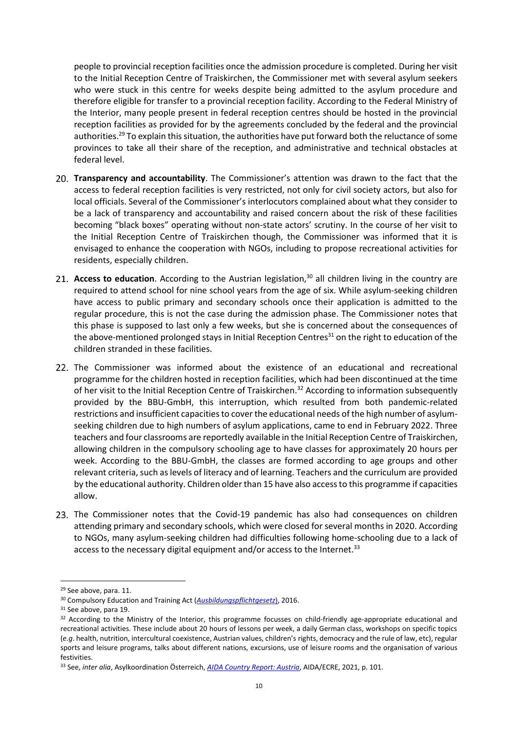people to provincial reception facilities once the admission procedure is completed. During her visit to the Initial Reception Centre of Traiskirchen, the Commissioner met with several asylum seekers who were stuck in this centre for weeks despite being admitted to the asylum procedure and therefore eligible for transfer to a provincial reception facility. According to the Federal Ministry of the Interior, many people present in federal reception centres should be hosted in the provincial reception facilities as provided for by the agreements concluded by the federal and the provincial authorities.[29] To explain this situation, the authorities have put forward both the reluctance of some provinces to take all their share of the reception, and administrative and technical obstacles at federal level.

20. **Transparency and accountability**. The Commissioner's attention was drawn to the fact that the access to federal reception facilities is very restricted, not only for civil society actors, but also for local officials. Several of the Commissioner's interlocutors complained about what they consider to be a lack of transparency and accountability and raised concern about the risk of these facilities becoming "black boxes" operating without non-state actors' scrutiny. In the course of her visit to the Initial Reception Centre of Traiskirchen though, the Commissioner was informed that it is envisaged to enhance the cooperation with NGOs, including to propose recreational activities for residents, especially children.

21. **Access to education**. According to the Austrian legislation,[30] all children living in the country are required to attend school for nine school years from the age of six. While asylum-seeking children have access to public primary and secondary schools once their application is admitted to the regular procedure, this is not the case during the admission phase. The Commissioner notes that this phase is supposed to last only a few weeks, but she is concerned about the consequences of the above-mentioned prolonged stays in Initial Reception Centres[31] on the right to education of the children stranded in these facilities.

22. The Commissioner was informed about the existence of an educational and recreational programme for the children hosted in reception facilities, which had been discontinued at the time of her visit to the Initial Reception Centre of Traiskirchen.[32] According to information subsequently provided by the BBU-GmbH, this interruption, which resulted from both pandemic-related restrictions and insufficient capacities to cover the educational needs of the high number of asylum-seeking children due to high numbers of asylum applications, came to end in February 2022. Three teachers and four classrooms are reportedly available in the Initial Reception Centre of Traiskirchen, allowing children in the compulsory schooling age to have classes for approximately 20 hours per week. According to the BBU-GmbH, the classes are formed according to age groups and other relevant criteria, such as levels of literacy and of learning. Teachers and the curriculum are provided by the educational authority. Children older than 15 have also access to this programme if capacities allow.

23. The Commissioner notes that the Covid-19 pandemic has also had consequences on children attending primary and secondary schools, which were closed for several months in 2020. According to NGOs, many asylum-seeking children had difficulties following home-schooling due to a lack of access to the necessary digital equipment and/or access to the Internet.[33]

---

[29] See above, para. 11.

[30] Compulsory Education and Training Act (*Ausbildungspflichtgesetz*), 2016.

[31] See above, para 19.

[32] According to the Ministry of the Interior, this programme focusses on child-friendly age-appropriate educational and recreational activities. These include about 20 hours of lessons per week, a daily German class, workshops on specific topics (*e.g*. health, nutrition, intercultural coexistence, Austrian values, children's rights, democracy and the rule of law, etc), regular sports and leisure programs, talks about different nations, excursions, use of leisure rooms and the organisation of various festivities.

[33] See, *inter alia*, Asylkoordination Österreich, *AIDA Country Report: Austria*, AIDA/ECRE, 2021, p. 101.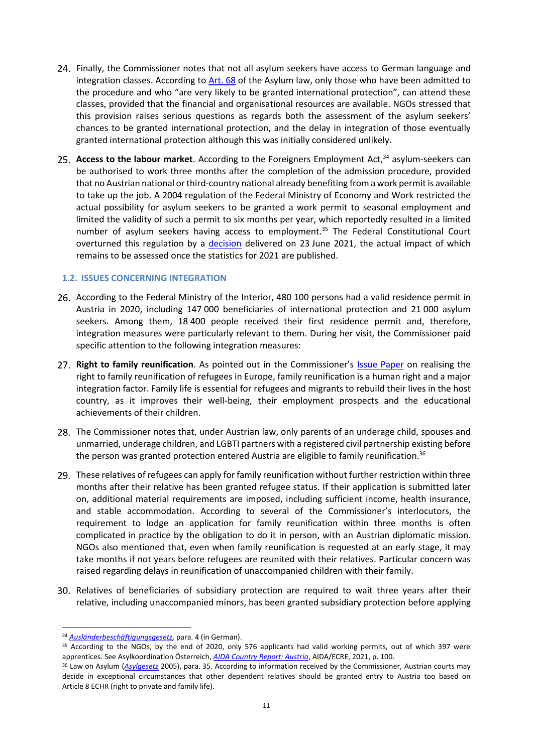24. Finally, the Commissioner notes that not all asylum seekers have access to German language and integration classes. According to Art. 68 of the Asylum law, only those who have been admitted to the procedure and who "are very likely to be granted international protection", can attend these classes, provided that the financial and organisational resources are available. NGOs stressed that this provision raises serious questions as regards both the assessment of the asylum seekers' chances to be granted international protection, and the delay in integration of those eventually granted international protection although this was initially considered unlikely.

25. **Access to the labour market**. According to the Foreigners Employment Act,[34] asylum-seekers can be authorised to work three months after the completion of the admission procedure, provided that no Austrian national or third-country national already benefiting from a work permit is available to take up the job. A 2004 regulation of the Federal Ministry of Economy and Work restricted the actual possibility for asylum seekers to be granted a work permit to seasonal employment and limited the validity of such a permit to six months per year, which reportedly resulted in a limited number of asylum seekers having access to employment.[35] The Federal Constitutional Court overturned this regulation by a decision delivered on 23 June 2021, the actual impact of which remains to be assessed once the statistics for 2021 are published.

### 1.2. ISSUES CONCERNING INTEGRATION

26. According to the Federal Ministry of the Interior, 480 100 persons had a valid residence permit in Austria in 2020, including 147 000 beneficiaries of international protection and 21 000 asylum seekers. Among them, 18 400 people received their first residence permit and, therefore, integration measures were particularly relevant to them. During her visit, the Commissioner paid specific attention to the following integration measures:

27. **Right to family reunification**. As pointed out in the Commissioner's Issue Paper on realising the right to family reunification of refugees in Europe, family reunification is a human right and a major integration factor. Family life is essential for refugees and migrants to rebuild their lives in the host country, as it improves their well-being, their employment prospects and the educational achievements of their children.

28. The Commissioner notes that, under Austrian law, only parents of an underage child, spouses and unmarried, underage children, and LGBTI partners with a registered civil partnership existing before the person was granted protection entered Austria are eligible to family reunification.[36]

29. These relatives of refugees can apply for family reunification without further restriction within three months after their relative has been granted refugee status. If their application is submitted later on, additional material requirements are imposed, including sufficient income, health insurance, and stable accommodation. According to several of the Commissioner's interlocutors, the requirement to lodge an application for family reunification within three months is often complicated in practice by the obligation to do it in person, with an Austrian diplomatic mission. NGOs also mentioned that, even when family reunification is requested at an early stage, it may take months if not years before refugees are reunited with their relatives. Particular concern was raised regarding delays in reunification of unaccompanied children with their family.

30. Relatives of beneficiaries of subsidiary protection are required to wait three years after their relative, including unaccompanied minors, has been granted subsidiary protection before applying

---

[34] *Ausländerbeschäftigungsgesetz*, para. 4 (in German).

[35] According to the NGOs, by the end of 2020, only 576 applicants had valid working permits, out of which 397 were apprentices. See Asylkoordination Österreich, *AIDA Country Report: Austria*, AIDA/ECRE, 2021, p. 100.

[36] Law on Asylum (*Asylgesetz* 2005), para. 35. According to information received by the Commissioner, Austrian courts may decide in exceptional circumstances that other dependent relatives should be granted entry to Austria too based on Article 8 ECHR (right to private and family life).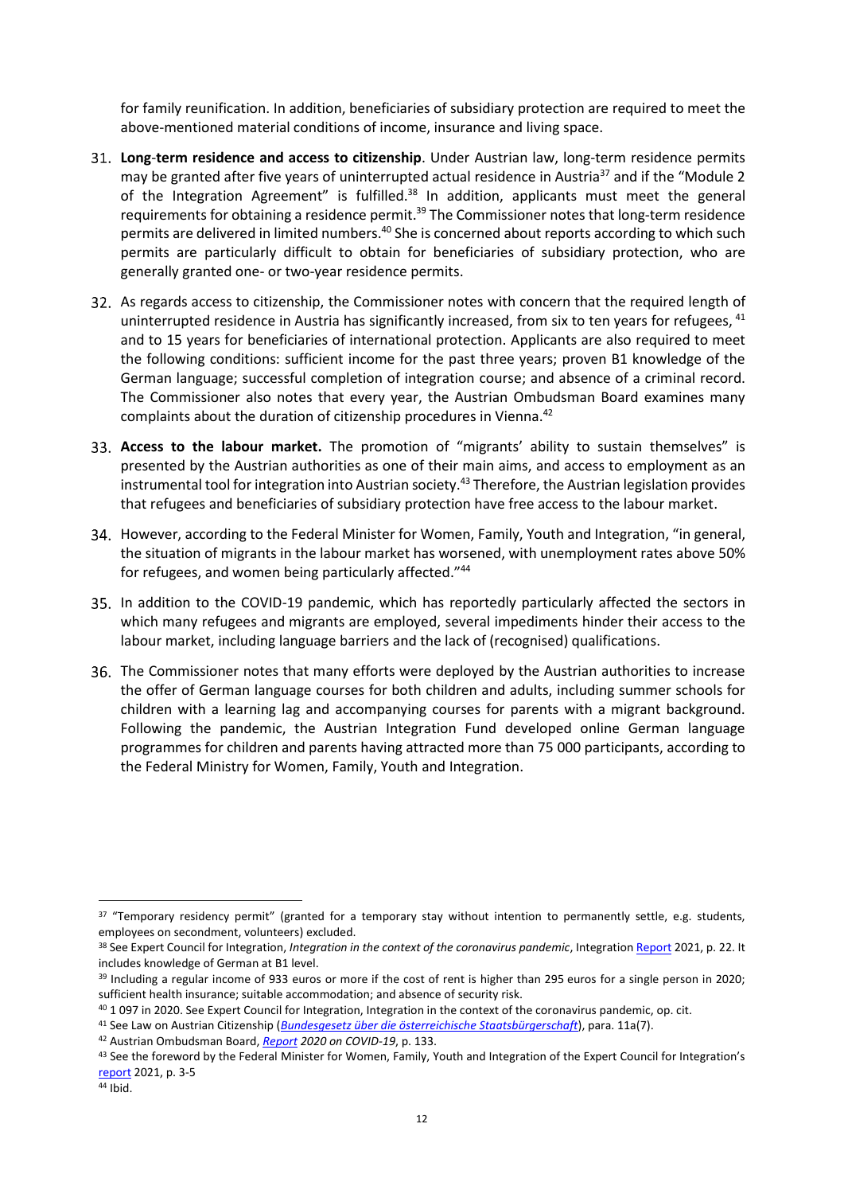for family reunification. In addition, beneficiaries of subsidiary protection are required to meet the above-mentioned material conditions of income, insurance and living space.

31. **Long-term residence and access to citizenship**. Under Austrian law, long-term residence permits may be granted after five years of uninterrupted actual residence in Austria[37] and if the "Module 2 of the Integration Agreement" is fulfilled.[38] In addition, applicants must meet the general requirements for obtaining a residence permit.[39] The Commissioner notes that long-term residence permits are delivered in limited numbers.[40] She is concerned about reports according to which such permits are particularly difficult to obtain for beneficiaries of subsidiary protection, who are generally granted one- or two-year residence permits.

32. As regards access to citizenship, the Commissioner notes with concern that the required length of uninterrupted residence in Austria has significantly increased, from six to ten years for refugees, [41] and to 15 years for beneficiaries of international protection. Applicants are also required to meet the following conditions: sufficient income for the past three years; proven B1 knowledge of the German language; successful completion of integration course; and absence of a criminal record. The Commissioner also notes that every year, the Austrian Ombudsman Board examines many complaints about the duration of citizenship procedures in Vienna.[42]

33. **Access to the labour market.** The promotion of "migrants' ability to sustain themselves" is presented by the Austrian authorities as one of their main aims, and access to employment as an instrumental tool for integration into Austrian society.[43] Therefore, the Austrian legislation provides that refugees and beneficiaries of subsidiary protection have free access to the labour market.

34. However, according to the Federal Minister for Women, Family, Youth and Integration, "in general, the situation of migrants in the labour market has worsened, with unemployment rates above 50% for refugees, and women being particularly affected."[44]

35. In addition to the COVID-19 pandemic, which has reportedly particularly affected the sectors in which many refugees and migrants are employed, several impediments hinder their access to the labour market, including language barriers and the lack of (recognised) qualifications.

36. The Commissioner notes that many efforts were deployed by the Austrian authorities to increase the offer of German language courses for both children and adults, including summer schools for children with a learning lag and accompanying courses for parents with a migrant background. Following the pandemic, the Austrian Integration Fund developed online German language programmes for children and parents having attracted more than 75 000 participants, according to the Federal Ministry for Women, Family, Youth and Integration.

---

[37] "Temporary residency permit" (granted for a temporary stay without intention to permanently settle, e.g. students, employees on secondment, volunteers) excluded.

[38] See Expert Council for Integration, *Integration in the context of the coronavirus pandemic*, Integration Report 2021, p. 22. It includes knowledge of German at B1 level.

[39] Including a regular income of 933 euros or more if the cost of rent is higher than 295 euros for a single person in 2020; sufficient health insurance; suitable accommodation; and absence of security risk.

[40] 1 097 in 2020. See Expert Council for Integration, Integration in the context of the coronavirus pandemic, op. cit.

[41] See Law on Austrian Citizenship (*Bundesgesetz über die österreichische Staatsbürgerschaft*), para. 11a(7).

[42] Austrian Ombudsman Board, *Report 2020 on COVID-19*, p. 133.

[43] See the foreword by the Federal Minister for Women, Family, Youth and Integration of the Expert Council for Integration's report 2021, p. 3-5

[44] Ibid.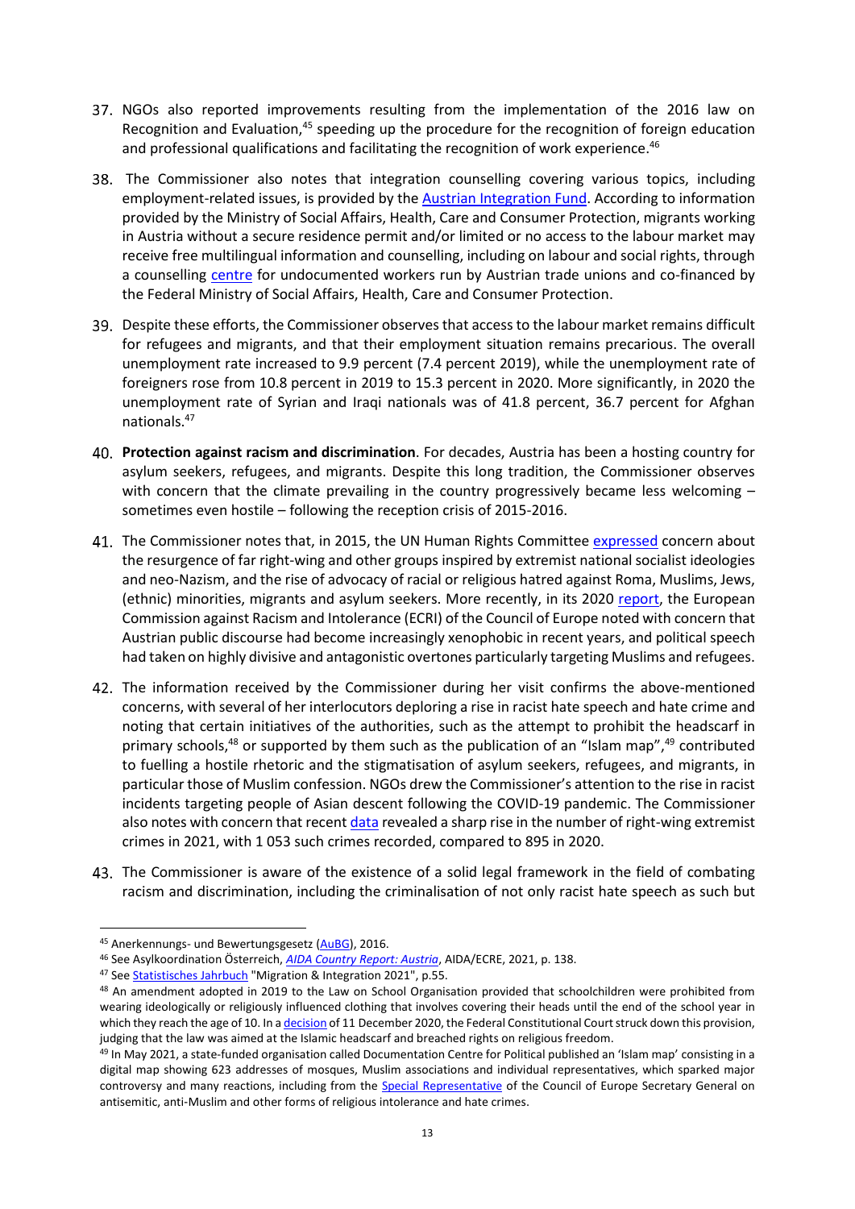37. NGOs also reported improvements resulting from the implementation of the 2016 law on Recognition and Evaluation,[45] speeding up the procedure for the recognition of foreign education and professional qualifications and facilitating the recognition of work experience.[46]

38. The Commissioner also notes that integration counselling covering various topics, including employment-related issues, is provided by the Austrian Integration Fund. According to information provided by the Ministry of Social Affairs, Health, Care and Consumer Protection, migrants working in Austria without a secure residence permit and/or limited or no access to the labour market may receive free multilingual information and counselling, including on labour and social rights, through a counselling centre for undocumented workers run by Austrian trade unions and co-financed by the Federal Ministry of Social Affairs, Health, Care and Consumer Protection.

39. Despite these efforts, the Commissioner observes that access to the labour market remains difficult for refugees and migrants, and that their employment situation remains precarious. The overall unemployment rate increased to 9.9 percent (7.4 percent 2019), while the unemployment rate of foreigners rose from 10.8 percent in 2019 to 15.3 percent in 2020. More significantly, in 2020 the unemployment rate of Syrian and Iraqi nationals was of 41.8 percent, 36.7 percent for Afghan nationals.[47]

40. **Protection against racism and discrimination**. For decades, Austria has been a hosting country for asylum seekers, refugees, and migrants. Despite this long tradition, the Commissioner observes with concern that the climate prevailing in the country progressively became less welcoming – sometimes even hostile – following the reception crisis of 2015-2016.

41. The Commissioner notes that, in 2015, the UN Human Rights Committee expressed concern about the resurgence of far right-wing and other groups inspired by extremist national socialist ideologies and neo-Nazism, and the rise of advocacy of racial or religious hatred against Roma, Muslims, Jews, (ethnic) minorities, migrants and asylum seekers. More recently, in its 2020 report, the European Commission against Racism and Intolerance (ECRI) of the Council of Europe noted with concern that Austrian public discourse had become increasingly xenophobic in recent years, and political speech had taken on highly divisive and antagonistic overtones particularly targeting Muslims and refugees.

42. The information received by the Commissioner during her visit confirms the above-mentioned concerns, with several of her interlocutors deploring a rise in racist hate speech and hate crime and noting that certain initiatives of the authorities, such as the attempt to prohibit the headscarf in primary schools,[48] or supported by them such as the publication of an "Islam map",[49] contributed to fuelling a hostile rhetoric and the stigmatisation of asylum seekers, refugees, and migrants, in particular those of Muslim confession. NGOs drew the Commissioner's attention to the rise in racist incidents targeting people of Asian descent following the COVID-19 pandemic. The Commissioner also notes with concern that recent data revealed a sharp rise in the number of right-wing extremist crimes in 2021, with 1 053 such crimes recorded, compared to 895 in 2020.

43. The Commissioner is aware of the existence of a solid legal framework in the field of combating racism and discrimination, including the criminalisation of not only racist hate speech as such but

---

[45] Anerkennungs- und Bewertungsgesetz (AuBG), 2016.

[46] See Asylkoordination Österreich, *AIDA Country Report: Austria*, AIDA/ECRE, 2021, p. 138.

[47] See Statistisches Jahrbuch "Migration & Integration 2021", p.55.

[48] An amendment adopted in 2019 to the Law on School Organisation provided that schoolchildren were prohibited from wearing ideologically or religiously influenced clothing that involves covering their heads until the end of the school year in which they reach the age of 10. In a decision of 11 December 2020, the Federal Constitutional Court struck down this provision, judging that the law was aimed at the Islamic headscarf and breached rights on religious freedom.

[49] In May 2021, a state-funded organisation called Documentation Centre for Political published an 'Islam map' consisting in a digital map showing 623 addresses of mosques, Muslim associations and individual representatives, which sparked major controversy and many reactions, including from the Special Representative of the Council of Europe Secretary General on antisemitic, anti-Muslim and other forms of religious intolerance and hate crimes.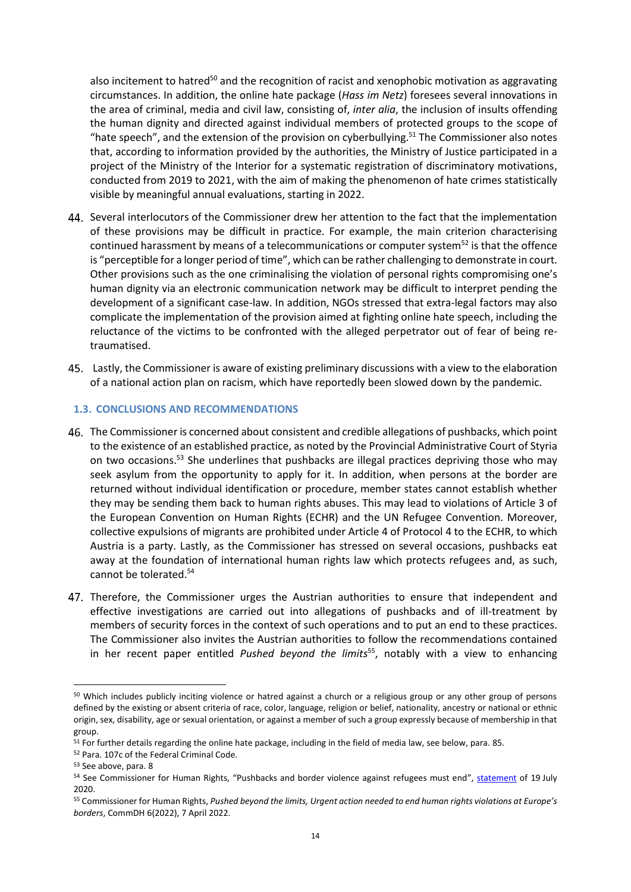also incitement to hatred[50] and the recognition of racist and xenophobic motivation as aggravating circumstances. In addition, the online hate package (*Hass im Netz*) foresees several innovations in the area of criminal, media and civil law, consisting of, *inter alia*, the inclusion of insults offending the human dignity and directed against individual members of protected groups to the scope of "hate speech", and the extension of the provision on cyberbullying.[51] The Commissioner also notes that, according to information provided by the authorities, the Ministry of Justice participated in a project of the Ministry of the Interior for a systematic registration of discriminatory motivations, conducted from 2019 to 2021, with the aim of making the phenomenon of hate crimes statistically visible by meaningful annual evaluations, starting in 2022.

44. Several interlocutors of the Commissioner drew her attention to the fact that the implementation of these provisions may be difficult in practice. For example, the main criterion characterising continued harassment by means of a telecommunications or computer system[52] is that the offence is "perceptible for a longer period of time", which can be rather challenging to demonstrate in court. Other provisions such as the one criminalising the violation of personal rights compromising one's human dignity via an electronic communication network may be difficult to interpret pending the development of a significant case-law. In addition, NGOs stressed that extra-legal factors may also complicate the implementation of the provision aimed at fighting online hate speech, including the reluctance of the victims to be confronted with the alleged perpetrator out of fear of being re-traumatised.

45. Lastly, the Commissioner is aware of existing preliminary discussions with a view to the elaboration of a national action plan on racism, which have reportedly been slowed down by the pandemic.

### 1.3. CONCLUSIONS AND RECOMMENDATIONS

46. The Commissioner is concerned about consistent and credible allegations of pushbacks, which point to the existence of an established practice, as noted by the Provincial Administrative Court of Styria on two occasions.[53] She underlines that pushbacks are illegal practices depriving those who may seek asylum from the opportunity to apply for it. In addition, when persons at the border are returned without individual identification or procedure, member states cannot establish whether they may be sending them back to human rights abuses. This may lead to violations of Article 3 of the European Convention on Human Rights (ECHR) and the UN Refugee Convention. Moreover, collective expulsions of migrants are prohibited under Article 4 of Protocol 4 to the ECHR, to which Austria is a party. Lastly, as the Commissioner has stressed on several occasions, pushbacks eat away at the foundation of international human rights law which protects refugees and, as such, cannot be tolerated.[54]

47. Therefore, the Commissioner urges the Austrian authorities to ensure that independent and effective investigations are carried out into allegations of pushbacks and of ill-treatment by members of security forces in the context of such operations and to put an end to these practices. The Commissioner also invites the Austrian authorities to follow the recommendations contained in her recent paper entitled *Pushed beyond the limits*[55], notably with a view to enhancing

---

[50] Which includes publicly inciting violence or hatred against a church or a religious group or any other group of persons defined by the existing or absent criteria of race, color, language, religion or belief, nationality, ancestry or national or ethnic origin, sex, disability, age or sexual orientation, or against a member of such a group expressly because of membership in that group.

[51] For further details regarding the online hate package, including in the field of media law, see below, para. 85.

[52] Para. 107c of the Federal Criminal Code.

[53] See above, para. 8

[54] See Commissioner for Human Rights, "Pushbacks and border violence against refugees must end", statement of 19 July 2020.

[55] Commissioner for Human Rights, *Pushed beyond the limits, Urgent action needed to end human rights violations at Europe's borders*, CommDH 6(2022), 7 April 2022.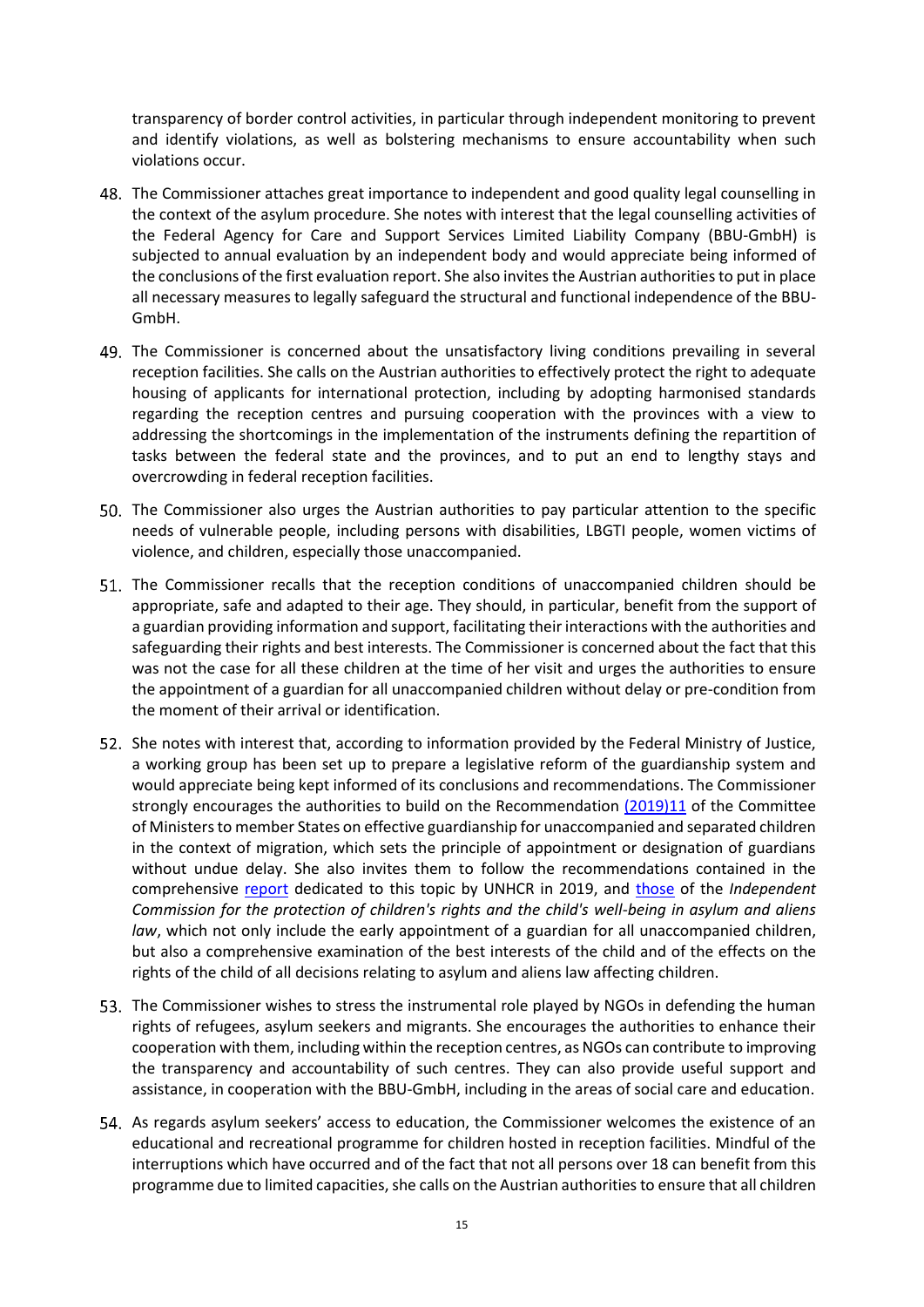transparency of border control activities, in particular through independent monitoring to prevent and identify violations, as well as bolstering mechanisms to ensure accountability when such violations occur.

48. The Commissioner attaches great importance to independent and good quality legal counselling in the context of the asylum procedure. She notes with interest that the legal counselling activities of the Federal Agency for Care and Support Services Limited Liability Company (BBU-GmbH) is subjected to annual evaluation by an independent body and would appreciate being informed of the conclusions of the first evaluation report. She also invites the Austrian authorities to put in place all necessary measures to legally safeguard the structural and functional independence of the BBU-GmbH.

49. The Commissioner is concerned about the unsatisfactory living conditions prevailing in several reception facilities. She calls on the Austrian authorities to effectively protect the right to adequate housing of applicants for international protection, including by adopting harmonised standards regarding the reception centres and pursuing cooperation with the provinces with a view to addressing the shortcomings in the implementation of the instruments defining the repartition of tasks between the federal state and the provinces, and to put an end to lengthy stays and overcrowding in federal reception facilities.

50. The Commissioner also urges the Austrian authorities to pay particular attention to the specific needs of vulnerable people, including persons with disabilities, LBGTI people, women victims of violence, and children, especially those unaccompanied.

51. The Commissioner recalls that the reception conditions of unaccompanied children should be appropriate, safe and adapted to their age. They should, in particular, benefit from the support of a guardian providing information and support, facilitating their interactions with the authorities and safeguarding their rights and best interests. The Commissioner is concerned about the fact that this was not the case for all these children at the time of her visit and urges the authorities to ensure the appointment of a guardian for all unaccompanied children without delay or pre-condition from the moment of their arrival or identification.

52. She notes with interest that, according to information provided by the Federal Ministry of Justice, a working group has been set up to prepare a legislative reform of the guardianship system and would appreciate being kept informed of its conclusions and recommendations. The Commissioner strongly encourages the authorities to build on the Recommendation (2019)11 of the Committee of Ministers to member States on effective guardianship for unaccompanied and separated children in the context of migration, which sets the principle of appointment or designation of guardians without undue delay. She also invites them to follow the recommendations contained in the comprehensive report dedicated to this topic by UNHCR in 2019, and those of the *Independent Commission for the protection of children's rights and the child's well-being in asylum and aliens law*, which not only include the early appointment of a guardian for all unaccompanied children, but also a comprehensive examination of the best interests of the child and of the effects on the rights of the child of all decisions relating to asylum and aliens law affecting children.

53. The Commissioner wishes to stress the instrumental role played by NGOs in defending the human rights of refugees, asylum seekers and migrants. She encourages the authorities to enhance their cooperation with them, including within the reception centres, as NGOs can contribute to improving the transparency and accountability of such centres. They can also provide useful support and assistance, in cooperation with the BBU-GmbH, including in the areas of social care and education.

54. As regards asylum seekers' access to education, the Commissioner welcomes the existence of an educational and recreational programme for children hosted in reception facilities. Mindful of the interruptions which have occurred and of the fact that not all persons over 18 can benefit from this programme due to limited capacities, she calls on the Austrian authorities to ensure that all children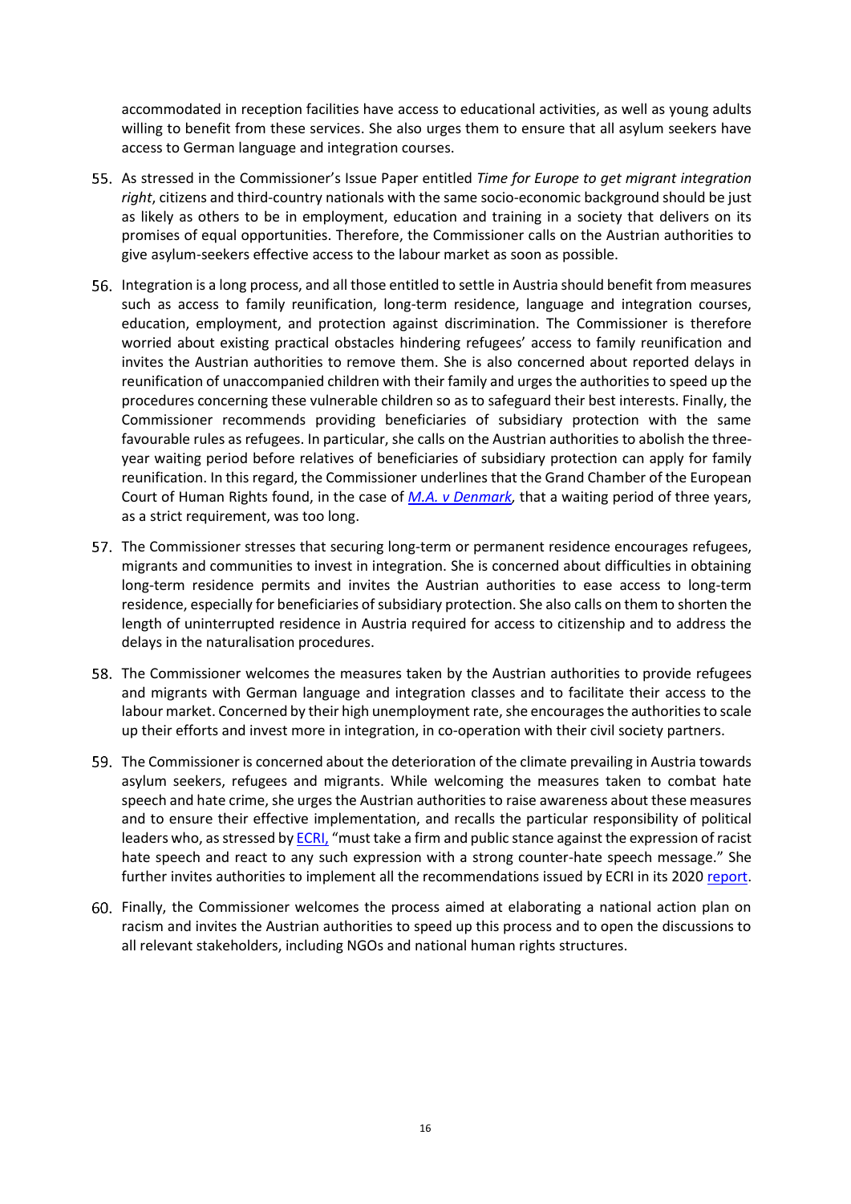accommodated in reception facilities have access to educational activities, as well as young adults willing to benefit from these services. She also urges them to ensure that all asylum seekers have access to German language and integration courses.

55. As stressed in the Commissioner's Issue Paper entitled *Time for Europe to get migrant integration right*, citizens and third-country nationals with the same socio-economic background should be just as likely as others to be in employment, education and training in a society that delivers on its promises of equal opportunities. Therefore, the Commissioner calls on the Austrian authorities to give asylum-seekers effective access to the labour market as soon as possible.

56. Integration is a long process, and all those entitled to settle in Austria should benefit from measures such as access to family reunification, long-term residence, language and integration courses, education, employment, and protection against discrimination. The Commissioner is therefore worried about existing practical obstacles hindering refugees' access to family reunification and invites the Austrian authorities to remove them. She is also concerned about reported delays in reunification of unaccompanied children with their family and urges the authorities to speed up the procedures concerning these vulnerable children so as to safeguard their best interests. Finally, the Commissioner recommends providing beneficiaries of subsidiary protection with the same favourable rules as refugees. In particular, she calls on the Austrian authorities to abolish the three-year waiting period before relatives of beneficiaries of subsidiary protection can apply for family reunification. In this regard, the Commissioner underlines that the Grand Chamber of the European Court of Human Rights found, in the case of *M.A. v Denmark*, that a waiting period of three years, as a strict requirement, was too long.

57. The Commissioner stresses that securing long-term or permanent residence encourages refugees, migrants and communities to invest in integration. She is concerned about difficulties in obtaining long-term residence permits and invites the Austrian authorities to ease access to long-term residence, especially for beneficiaries of subsidiary protection. She also calls on them to shorten the length of uninterrupted residence in Austria required for access to citizenship and to address the delays in the naturalisation procedures.

58. The Commissioner welcomes the measures taken by the Austrian authorities to provide refugees and migrants with German language and integration classes and to facilitate their access to the labour market. Concerned by their high unemployment rate, she encourages the authorities to scale up their efforts and invest more in integration, in co-operation with their civil society partners.

59. The Commissioner is concerned about the deterioration of the climate prevailing in Austria towards asylum seekers, refugees and migrants. While welcoming the measures taken to combat hate speech and hate crime, she urges the Austrian authorities to raise awareness about these measures and to ensure their effective implementation, and recalls the particular responsibility of political leaders who, as stressed by ECRI, "must take a firm and public stance against the expression of racist hate speech and react to any such expression with a strong counter-hate speech message." She further invites authorities to implement all the recommendations issued by ECRI in its 2020 report.

60. Finally, the Commissioner welcomes the process aimed at elaborating a national action plan on racism and invites the Austrian authorities to speed up this process and to open the discussions to all relevant stakeholders, including NGOs and national human rights structures.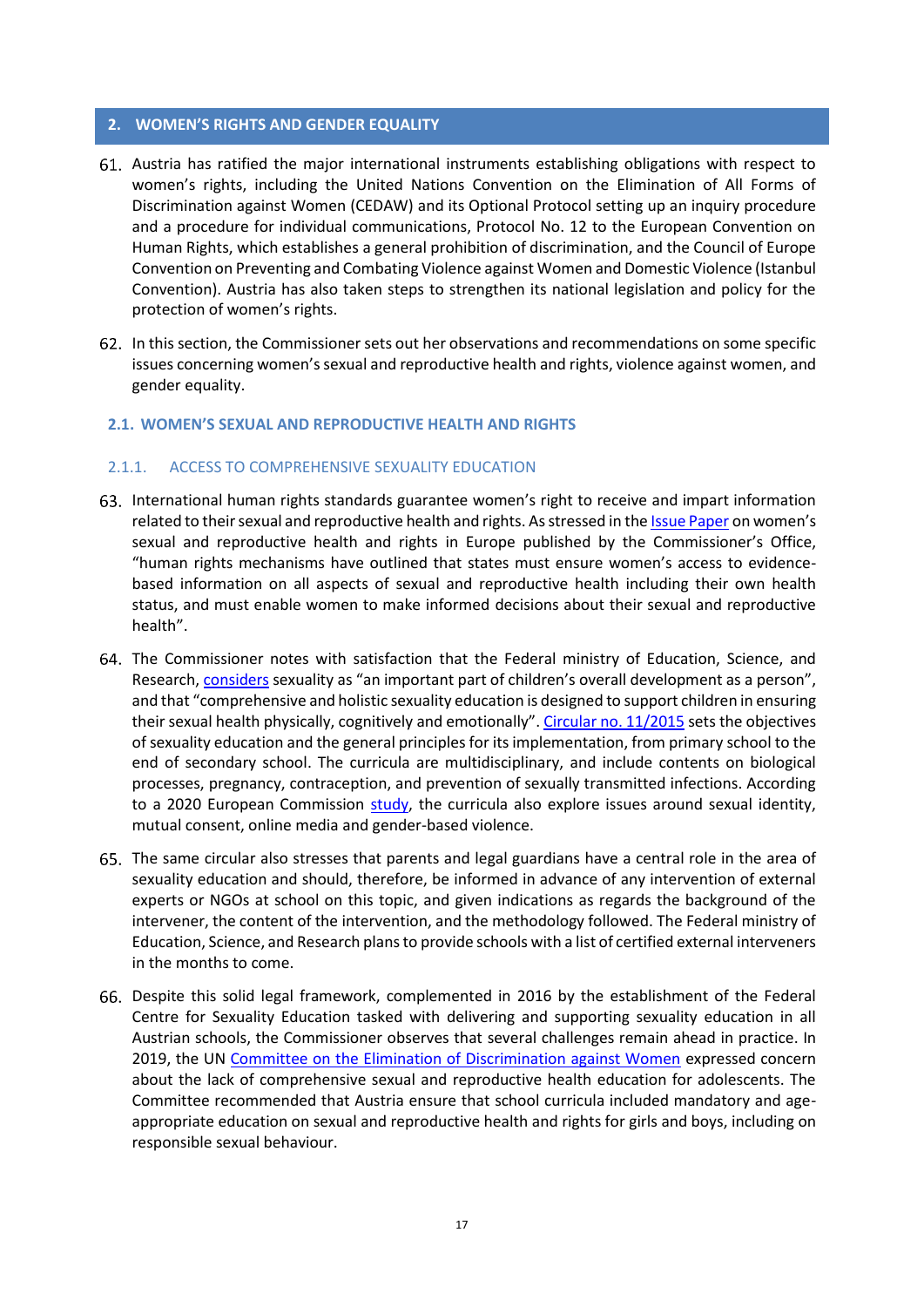## 2. WOMEN'S RIGHTS AND GENDER EQUALITY

61. Austria has ratified the major international instruments establishing obligations with respect to women's rights, including the United Nations Convention on the Elimination of All Forms of Discrimination against Women (CEDAW) and its Optional Protocol setting up an inquiry procedure and a procedure for individual communications, Protocol No. 12 to the European Convention on Human Rights, which establishes a general prohibition of discrimination, and the Council of Europe Convention on Preventing and Combating Violence against Women and Domestic Violence (Istanbul Convention). Austria has also taken steps to strengthen its national legislation and policy for the protection of women's rights.

62. In this section, the Commissioner sets out her observations and recommendations on some specific issues concerning women's sexual and reproductive health and rights, violence against women, and gender equality.

### 2.1. WOMEN'S SEXUAL AND REPRODUCTIVE HEALTH AND RIGHTS

#### 2.1.1. ACCESS TO COMPREHENSIVE SEXUALITY EDUCATION

63. International human rights standards guarantee women's right to receive and impart information related to their sexual and reproductive health and rights. As stressed in the Issue Paper on women's sexual and reproductive health and rights in Europe published by the Commissioner's Office, "human rights mechanisms have outlined that states must ensure women's access to evidence-based information on all aspects of sexual and reproductive health including their own health status, and must enable women to make informed decisions about their sexual and reproductive health".

64. The Commissioner notes with satisfaction that the Federal ministry of Education, Science, and Research, considers sexuality as "an important part of children's overall development as a person", and that "comprehensive and holistic sexuality education is designed to support children in ensuring their sexual health physically, cognitively and emotionally". Circular no. 11/2015 sets the objectives of sexuality education and the general principles for its implementation, from primary school to the end of secondary school. The curricula are multidisciplinary, and include contents on biological processes, pregnancy, contraception, and prevention of sexually transmitted infections. According to a 2020 European Commission study, the curricula also explore issues around sexual identity, mutual consent, online media and gender-based violence.

65. The same circular also stresses that parents and legal guardians have a central role in the area of sexuality education and should, therefore, be informed in advance of any intervention of external experts or NGOs at school on this topic, and given indications as regards the background of the intervener, the content of the intervention, and the methodology followed. The Federal ministry of Education, Science, and Research plans to provide schools with a list of certified external interveners in the months to come.

66. Despite this solid legal framework, complemented in 2016 by the establishment of the Federal Centre for Sexuality Education tasked with delivering and supporting sexuality education in all Austrian schools, the Commissioner observes that several challenges remain ahead in practice. In 2019, the UN Committee on the Elimination of Discrimination against Women expressed concern about the lack of comprehensive sexual and reproductive health education for adolescents. The Committee recommended that Austria ensure that school curricula included mandatory and age-appropriate education on sexual and reproductive health and rights for girls and boys, including on responsible sexual behaviour.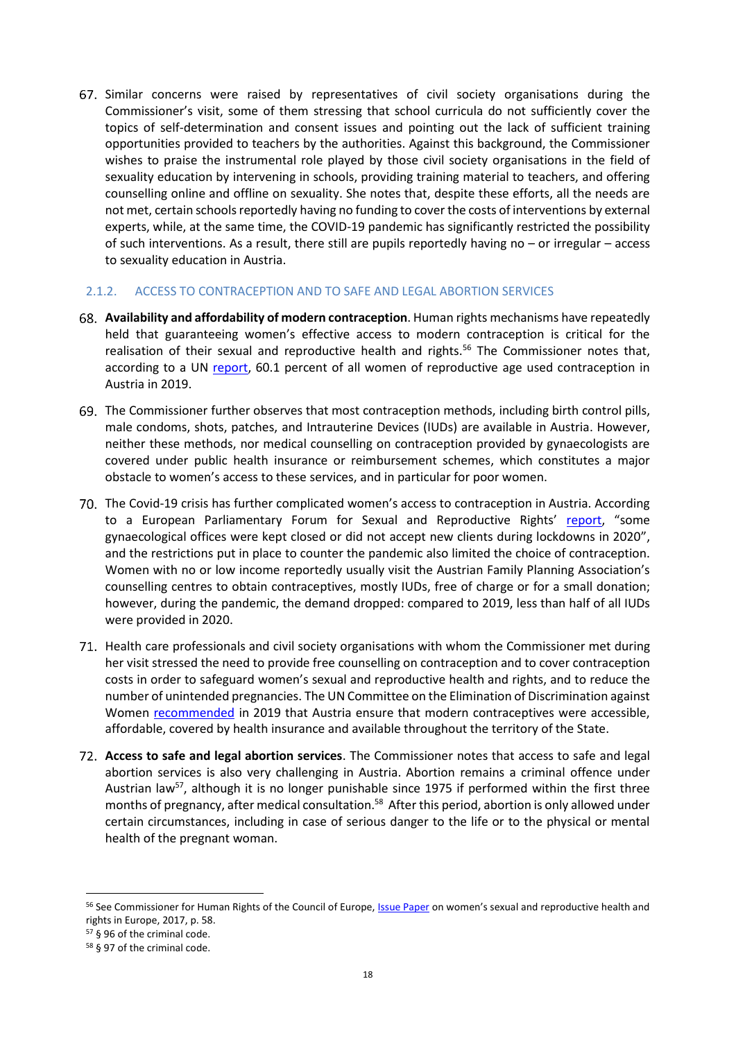67. Similar concerns were raised by representatives of civil society organisations during the Commissioner's visit, some of them stressing that school curricula do not sufficiently cover the topics of self-determination and consent issues and pointing out the lack of sufficient training opportunities provided to teachers by the authorities. Against this background, the Commissioner wishes to praise the instrumental role played by those civil society organisations in the field of sexuality education by intervening in schools, providing training material to teachers, and offering counselling online and offline on sexuality. She notes that, despite these efforts, all the needs are not met, certain schools reportedly having no funding to cover the costs of interventions by external experts, while, at the same time, the COVID-19 pandemic has significantly restricted the possibility of such interventions. As a result, there still are pupils reportedly having no – or irregular – access to sexuality education in Austria.

### 2.1.2. ACCESS TO CONTRACEPTION AND TO SAFE AND LEGAL ABORTION SERVICES

68. **Availability and affordability of modern contraception**. Human rights mechanisms have repeatedly held that guaranteeing women's effective access to modern contraception is critical for the realisation of their sexual and reproductive health and rights.[56] The Commissioner notes that, according to a UN report, 60.1 percent of all women of reproductive age used contraception in Austria in 2019.

69. The Commissioner further observes that most contraception methods, including birth control pills, male condoms, shots, patches, and Intrauterine Devices (IUDs) are available in Austria. However, neither these methods, nor medical counselling on contraception provided by gynaecologists are covered under public health insurance or reimbursement schemes, which constitutes a major obstacle to women's access to these services, and in particular for poor women.

70. The Covid-19 crisis has further complicated women's access to contraception in Austria. According to a European Parliamentary Forum for Sexual and Reproductive Rights' report, "some gynaecological offices were kept closed or did not accept new clients during lockdowns in 2020", and the restrictions put in place to counter the pandemic also limited the choice of contraception. Women with no or low income reportedly usually visit the Austrian Family Planning Association's counselling centres to obtain contraceptives, mostly IUDs, free of charge or for a small donation; however, during the pandemic, the demand dropped: compared to 2019, less than half of all IUDs were provided in 2020.

71. Health care professionals and civil society organisations with whom the Commissioner met during her visit stressed the need to provide free counselling on contraception and to cover contraception costs in order to safeguard women's sexual and reproductive health and rights, and to reduce the number of unintended pregnancies. The UN Committee on the Elimination of Discrimination against Women recommended in 2019 that Austria ensure that modern contraceptives were accessible, affordable, covered by health insurance and available throughout the territory of the State.

72. **Access to safe and legal abortion services**. The Commissioner notes that access to safe and legal abortion services is also very challenging in Austria. Abortion remains a criminal offence under Austrian law[57], although it is no longer punishable since 1975 if performed within the first three months of pregnancy, after medical consultation.[58] After this period, abortion is only allowed under certain circumstances, including in case of serious danger to the life or to the physical or mental health of the pregnant woman.

---

[56] See Commissioner for Human Rights of the Council of Europe, Issue Paper on women's sexual and reproductive health and rights in Europe, 2017, p. 58.

[57] § 96 of the criminal code.

[58] § 97 of the criminal code.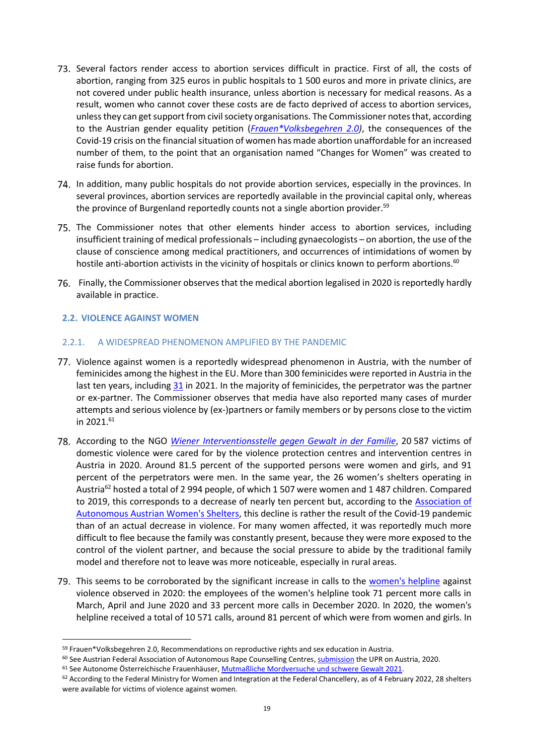73. Several factors render access to abortion services difficult in practice. First of all, the costs of abortion, ranging from 325 euros in public hospitals to 1 500 euros and more in private clinics, are not covered under public health insurance, unless abortion is necessary for medical reasons. As a result, women who cannot cover these costs are de facto deprived of access to abortion services, unless they can get support from civil society organisations. The Commissioner notes that, according to the Austrian gender equality petition (*Frauen*Volksbegehren 2.0*), the consequences of the Covid-19 crisis on the financial situation of women has made abortion unaffordable for an increased number of them, to the point that an organisation named "Changes for Women" was created to raise funds for abortion.

74. In addition, many public hospitals do not provide abortion services, especially in the provinces. In several provinces, abortion services are reportedly available in the provincial capital only, whereas the province of Burgenland reportedly counts not a single abortion provider.[59]

75. The Commissioner notes that other elements hinder access to abortion services, including insufficient training of medical professionals – including gynaecologists – on abortion, the use of the clause of conscience among medical practitioners, and occurrences of intimidations of women by hostile anti-abortion activists in the vicinity of hospitals or clinics known to perform abortions.[60]

76. Finally, the Commissioner observes that the medical abortion legalised in 2020 is reportedly hardly available in practice.

## 2.2. VIOLENCE AGAINST WOMEN

### 2.2.1. A WIDESPREAD PHENOMENON AMPLIFIED BY THE PANDEMIC

77. Violence against women is a reportedly widespread phenomenon in Austria, with the number of feminicides among the highest in the EU. More than 300 feminicides were reported in Austria in the last ten years, including 31 in 2021. In the majority of feminicides, the perpetrator was the partner or ex-partner. The Commissioner observes that media have also reported many cases of murder attempts and serious violence by (ex-)partners or family members or by persons close to the victim in 2021.[61]

78. According to the NGO *Wiener Interventionsstelle gegen Gewalt in der Familie*, 20 587 victims of domestic violence were cared for by the violence protection centres and intervention centres in Austria in 2020. Around 81.5 percent of the supported persons were women and girls, and 91 percent of the perpetrators were men. In the same year, the 26 women's shelters operating in Austria[62] hosted a total of 2 994 people, of which 1 507 were women and 1 487 children. Compared to 2019, this corresponds to a decrease of nearly ten percent but, according to the Association of Autonomous Austrian Women's Shelters, this decline is rather the result of the Covid-19 pandemic than of an actual decrease in violence. For many women affected, it was reportedly much more difficult to flee because the family was constantly present, because they were more exposed to the control of the violent partner, and because the social pressure to abide by the traditional family model and therefore not to leave was more noticeable, especially in rural areas.

79. This seems to be corroborated by the significant increase in calls to the women's helpline against violence observed in 2020: the employees of the women's helpline took 71 percent more calls in March, April and June 2020 and 33 percent more calls in December 2020. In 2020, the women's helpline received a total of 10 571 calls, around 81 percent of which were from women and girls. In

---

[59] Frauen*Volksbegehren 2.0, Recommendations on reproductive rights and sex education in Austria.

[60] See Austrian Federal Association of Autonomous Rape Counselling Centres, submission the UPR on Austria, 2020.

[61] See Autonome Österreichische Frauenhäuser, Mutmaßliche Mordversuche und schwere Gewalt 2021.

[62] According to the Federal Ministry for Women and Integration at the Federal Chancellery, as of 4 February 2022, 28 shelters were available for victims of violence against women.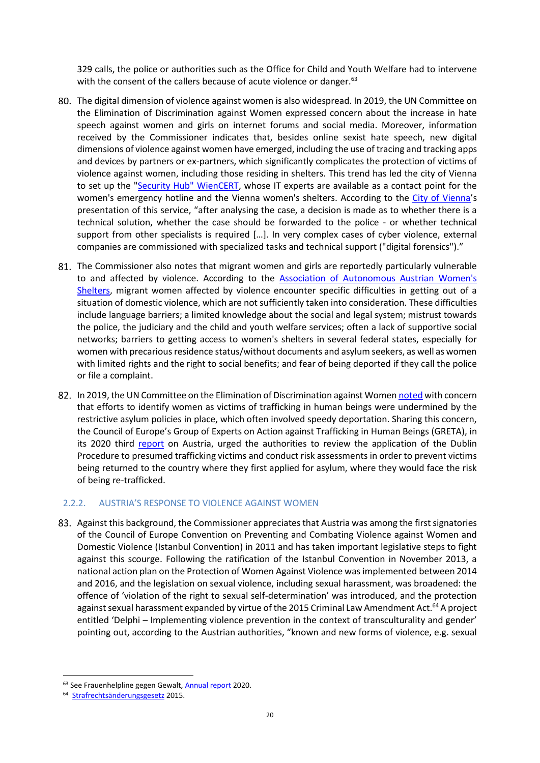329 calls, the police or authorities such as the Office for Child and Youth Welfare had to intervene with the consent of the callers because of acute violence or danger.[63]

80. The digital dimension of violence against women is also widespread. In 2019, the UN Committee on the Elimination of Discrimination against Women expressed concern about the increase in hate speech against women and girls on internet forums and social media. Moreover, information received by the Commissioner indicates that, besides online sexist hate speech, new digital dimensions of violence against women have emerged, including the use of tracing and tracking apps and devices by partners or ex-partners, which significantly complicates the protection of victims of violence against women, including those residing in shelters. This trend has led the city of Vienna to set up the "Security Hub" WienCERT, whose IT experts are available as a contact point for the women's emergency hotline and the Vienna women's shelters. According to the City of Vienna's presentation of this service, "after analysing the case, a decision is made as to whether there is a technical solution, whether the case should be forwarded to the police - or whether technical support from other specialists is required […]. In very complex cases of cyber violence, external companies are commissioned with specialized tasks and technical support ("digital forensics")."

81. The Commissioner also notes that migrant women and girls are reportedly particularly vulnerable to and affected by violence. According to the Association of Autonomous Austrian Women's Shelters, migrant women affected by violence encounter specific difficulties in getting out of a situation of domestic violence, which are not sufficiently taken into consideration. These difficulties include language barriers; a limited knowledge about the social and legal system; mistrust towards the police, the judiciary and the child and youth welfare services; often a lack of supportive social networks; barriers to getting access to women's shelters in several federal states, especially for women with precarious residence status/without documents and asylum seekers, as well as women with limited rights and the right to social benefits; and fear of being deported if they call the police or file a complaint.

82. In 2019, the UN Committee on the Elimination of Discrimination against Women noted with concern that efforts to identify women as victims of trafficking in human beings were undermined by the restrictive asylum policies in place, which often involved speedy deportation. Sharing this concern, the Council of Europe's Group of Experts on Action against Trafficking in Human Beings (GRETA), in its 2020 third report on Austria, urged the authorities to review the application of the Dublin Procedure to presumed trafficking victims and conduct risk assessments in order to prevent victims being returned to the country where they first applied for asylum, where they would face the risk of being re-trafficked.

### 2.2.2. AUSTRIA'S RESPONSE TO VIOLENCE AGAINST WOMEN

83. Against this background, the Commissioner appreciates that Austria was among the first signatories of the Council of Europe Convention on Preventing and Combating Violence against Women and Domestic Violence (Istanbul Convention) in 2011 and has taken important legislative steps to fight against this scourge. Following the ratification of the Istanbul Convention in November 2013, a national action plan on the Protection of Women Against Violence was implemented between 2014 and 2016, and the legislation on sexual violence, including sexual harassment, was broadened: the offence of 'violation of the right to sexual self-determination' was introduced, and the protection against sexual harassment expanded by virtue of the 2015 Criminal Law Amendment Act.[64] A project entitled 'Delphi – Implementing violence prevention in the context of transculturality and gender' pointing out, according to the Austrian authorities, "known and new forms of violence, e.g. sexual

---

[63] See Frauenhelpline gegen Gewalt, Annual report 2020.

[64] Strafrechtsänderungsgesetz 2015.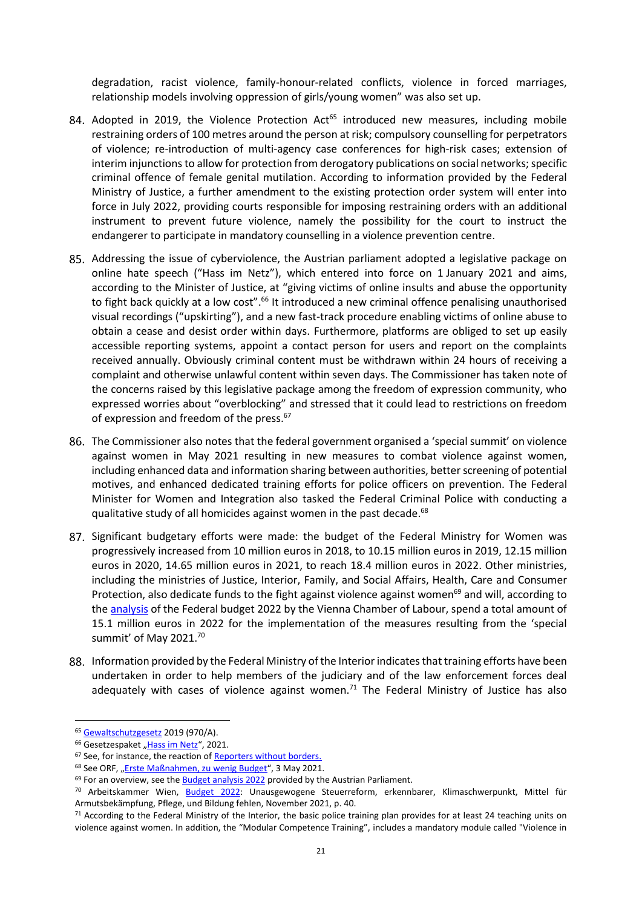degradation, racist violence, family-honour-related conflicts, violence in forced marriages, relationship models involving oppression of girls/young women" was also set up.

84. Adopted in 2019, the Violence Protection Act[65] introduced new measures, including mobile restraining orders of 100 metres around the person at risk; compulsory counselling for perpetrators of violence; re-introduction of multi-agency case conferences for high-risk cases; extension of interim injunctions to allow for protection from derogatory publications on social networks; specific criminal offence of female genital mutilation. According to information provided by the Federal Ministry of Justice, a further amendment to the existing protection order system will enter into force in July 2022, providing courts responsible for imposing restraining orders with an additional instrument to prevent future violence, namely the possibility for the court to instruct the endangerer to participate in mandatory counselling in a violence prevention centre.

85. Addressing the issue of cyberviolence, the Austrian parliament adopted a legislative package on online hate speech ("Hass im Netz"), which entered into force on 1 January 2021 and aims, according to the Minister of Justice, at "giving victims of online insults and abuse the opportunity to fight back quickly at a low cost".[66] It introduced a new criminal offence penalising unauthorised visual recordings ("upskirting"), and a new fast-track procedure enabling victims of online abuse to obtain a cease and desist order within days. Furthermore, platforms are obliged to set up easily accessible reporting systems, appoint a contact person for users and report on the complaints received annually. Obviously criminal content must be withdrawn within 24 hours of receiving a complaint and otherwise unlawful content within seven days. The Commissioner has taken note of the concerns raised by this legislative package among the freedom of expression community, who expressed worries about "overblocking" and stressed that it could lead to restrictions on freedom of expression and freedom of the press.[67]

86. The Commissioner also notes that the federal government organised a 'special summit' on violence against women in May 2021 resulting in new measures to combat violence against women, including enhanced data and information sharing between authorities, better screening of potential motives, and enhanced dedicated training efforts for police officers on prevention. The Federal Minister for Women and Integration also tasked the Federal Criminal Police with conducting a qualitative study of all homicides against women in the past decade.[68]

87. Significant budgetary efforts were made: the budget of the Federal Ministry for Women was progressively increased from 10 million euros in 2018, to 10.15 million euros in 2019, 12.15 million euros in 2020, 14.65 million euros in 2021, to reach 18.4 million euros in 2022. Other ministries, including the ministries of Justice, Interior, Family, and Social Affairs, Health, Care and Consumer Protection, also dedicate funds to the fight against violence against women[69] and will, according to the analysis of the Federal budget 2022 by the Vienna Chamber of Labour, spend a total amount of 15.1 million euros in 2022 for the implementation of the measures resulting from the 'special summit' of May 2021.[70]

88. Information provided by the Federal Ministry of the Interior indicates that training efforts have been undertaken in order to help members of the judiciary and of the law enforcement forces deal adequately with cases of violence against women.[71] The Federal Ministry of Justice has also

---

[65] Gewaltschutzgesetz 2019 (970/A).

[66] Gesetzespaket „Hass im Netz", 2021.

[67] See, for instance, the reaction of Reporters without borders.

[68] See ORF, „Erste Maßnahmen, zu wenig Budget", 3 May 2021.

[69] For an overview, see the Budget analysis 2022 provided by the Austrian Parliament.

[70] Arbeitskammer Wien, Budget 2022: Unausgewogene Steuerreform, erkennbarer, Klimaschwerpunkt, Mittel für Armutsbekämpfung, Pflege, und Bildung fehlen, November 2021, p. 40.

[71] According to the Federal Ministry of the Interior, the basic police training plan provides for at least 24 teaching units on violence against women. In addition, the "Modular Competence Training", includes a mandatory module called "Violence in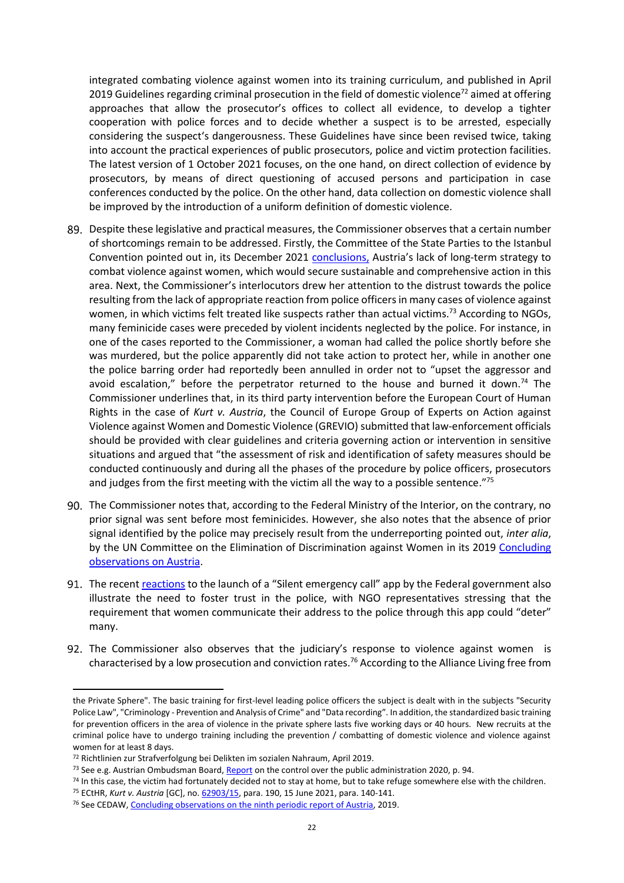integrated combating violence against women into its training curriculum, and published in April 2019 Guidelines regarding criminal prosecution in the field of domestic violence[72] aimed at offering approaches that allow the prosecutor's offices to collect all evidence, to develop a tighter cooperation with police forces and to decide whether a suspect is to be arrested, especially considering the suspect's dangerousness. These Guidelines have since been revised twice, taking into account the practical experiences of public prosecutors, police and victim protection facilities. The latest version of 1 October 2021 focuses, on the one hand, on direct collection of evidence by prosecutors, by means of direct questioning of accused persons and participation in case conferences conducted by the police. On the other hand, data collection on domestic violence shall be improved by the introduction of a uniform definition of domestic violence.

89. Despite these legislative and practical measures, the Commissioner observes that a certain number of shortcomings remain to be addressed. Firstly, the Committee of the State Parties to the Istanbul Convention pointed out in, its December 2021 conclusions, Austria's lack of long-term strategy to combat violence against women, which would secure sustainable and comprehensive action in this area. Next, the Commissioner's interlocutors drew her attention to the distrust towards the police resulting from the lack of appropriate reaction from police officers in many cases of violence against women, in which victims felt treated like suspects rather than actual victims.[73] According to NGOs, many feminicide cases were preceded by violent incidents neglected by the police. For instance, in one of the cases reported to the Commissioner, a woman had called the police shortly before she was murdered, but the police apparently did not take action to protect her, while in another one the police barring order had reportedly been annulled in order not to "upset the aggressor and avoid escalation," before the perpetrator returned to the house and burned it down.[74] The Commissioner underlines that, in its third party intervention before the European Court of Human Rights in the case of *Kurt v. Austria*, the Council of Europe Group of Experts on Action against Violence against Women and Domestic Violence (GREVIO) submitted that law-enforcement officials should be provided with clear guidelines and criteria governing action or intervention in sensitive situations and argued that "the assessment of risk and identification of safety measures should be conducted continuously and during all the phases of the procedure by police officers, prosecutors and judges from the first meeting with the victim all the way to a possible sentence."[75]

90. The Commissioner notes that, according to the Federal Ministry of the Interior, on the contrary, no prior signal was sent before most feminicides. However, she also notes that the absence of prior signal identified by the police may precisely result from the underreporting pointed out, *inter alia*, by the UN Committee on the Elimination of Discrimination against Women in its 2019 Concluding observations on Austria.

91. The recent reactions to the launch of a "Silent emergency call" app by the Federal government also illustrate the need to foster trust in the police, with NGO representatives stressing that the requirement that women communicate their address to the police through this app could "deter" many.

92. The Commissioner also observes that the judiciary's response to violence against women is characterised by a low prosecution and conviction rates.[76] According to the Alliance Living free from

---

the Private Sphere". The basic training for first-level leading police officers the subject is dealt with in the subjects "Security Police Law", "Criminology - Prevention and Analysis of Crime" and "Data recording". In addition, the standardized basic training for prevention officers in the area of violence in the private sphere lasts five working days or 40 hours. New recruits at the criminal police have to undergo training including the prevention / combatting of domestic violence and violence against women for at least 8 days.

[72] Richtlinien zur Strafverfolgung bei Delikten im sozialen Nahraum, April 2019.

[73] See e.g. Austrian Ombudsman Board, Report on the control over the public administration 2020, p. 94.

[74] In this case, the victim had fortunately decided not to stay at home, but to take refuge somewhere else with the children.

[75] ECtHR, *Kurt v. Austria* [GC], no. 62903/15, para. 190, 15 June 2021, para. 140-141.

[76] See CEDAW, Concluding observations on the ninth periodic report of Austria, 2019.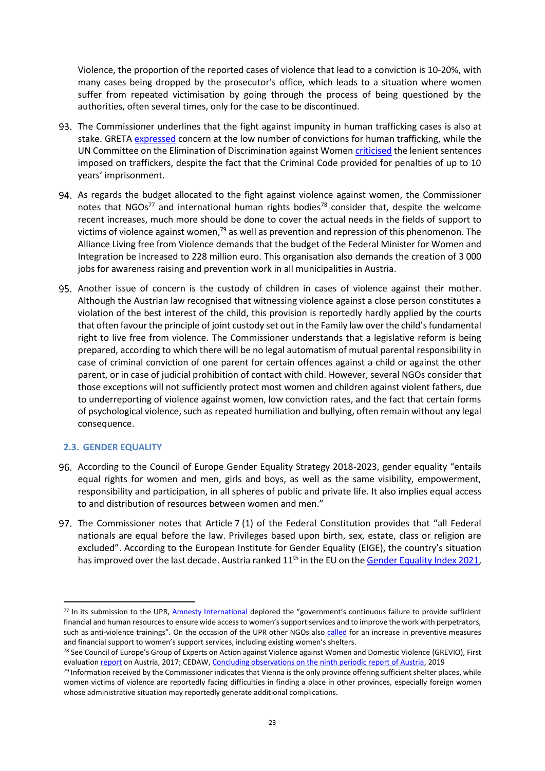Violence, the proportion of the reported cases of violence that lead to a conviction is 10-20%, with many cases being dropped by the prosecutor's office, which leads to a situation where women suffer from repeated victimisation by going through the process of being questioned by the authorities, often several times, only for the case to be discontinued.

93. The Commissioner underlines that the fight against impunity in human trafficking cases is also at stake. GRETA expressed concern at the low number of convictions for human trafficking, while the UN Committee on the Elimination of Discrimination against Women criticised the lenient sentences imposed on traffickers, despite the fact that the Criminal Code provided for penalties of up to 10 years' imprisonment.

94. As regards the budget allocated to the fight against violence against women, the Commissioner notes that NGOs[77] and international human rights bodies[78] consider that, despite the welcome recent increases, much more should be done to cover the actual needs in the fields of support to victims of violence against women,[79] as well as prevention and repression of this phenomenon. The Alliance Living free from Violence demands that the budget of the Federal Minister for Women and Integration be increased to 228 million euro. This organisation also demands the creation of 3 000 jobs for awareness raising and prevention work in all municipalities in Austria.

95. Another issue of concern is the custody of children in cases of violence against their mother. Although the Austrian law recognised that witnessing violence against a close person constitutes a violation of the best interest of the child, this provision is reportedly hardly applied by the courts that often favour the principle of joint custody set out in the Family law over the child's fundamental right to live free from violence. The Commissioner understands that a legislative reform is being prepared, according to which there will be no legal automatism of mutual parental responsibility in case of criminal conviction of one parent for certain offences against a child or against the other parent, or in case of judicial prohibition of contact with child. However, several NGOs consider that those exceptions will not sufficiently protect most women and children against violent fathers, due to underreporting of violence against women, low conviction rates, and the fact that certain forms of psychological violence, such as repeated humiliation and bullying, often remain without any legal consequence.

### 2.3. GENDER EQUALITY

96. According to the Council of Europe Gender Equality Strategy 2018-2023, gender equality "entails equal rights for women and men, girls and boys, as well as the same visibility, empowerment, responsibility and participation, in all spheres of public and private life. It also implies equal access to and distribution of resources between women and men."

97. The Commissioner notes that Article 7 (1) of the Federal Constitution provides that "all Federal nationals are equal before the law. Privileges based upon birth, sex, estate, class or religion are excluded". According to the European Institute for Gender Equality (EIGE), the country's situation has improved over the last decade. Austria ranked 11th in the EU on the Gender Equality Index 2021,

---

[77] In its submission to the UPR, Amnesty International deplored the "government's continuous failure to provide sufficient financial and human resources to ensure wide access to women's support services and to improve the work with perpetrators, such as anti-violence trainings". On the occasion of the UPR other NGOs also called for an increase in preventive measures and financial support to women's support services, including existing women's shelters.

[78] See Council of Europe's Group of Experts on Action against Violence against Women and Domestic Violence (GREVIO), First evaluation report on Austria, 2017; CEDAW, Concluding observations on the ninth periodic report of Austria, 2019

[79] Information received by the Commissioner indicates that Vienna is the only province offering sufficient shelter places, while women victims of violence are reportedly facing difficulties in finding a place in other provinces, especially foreign women whose administrative situation may reportedly generate additional complications.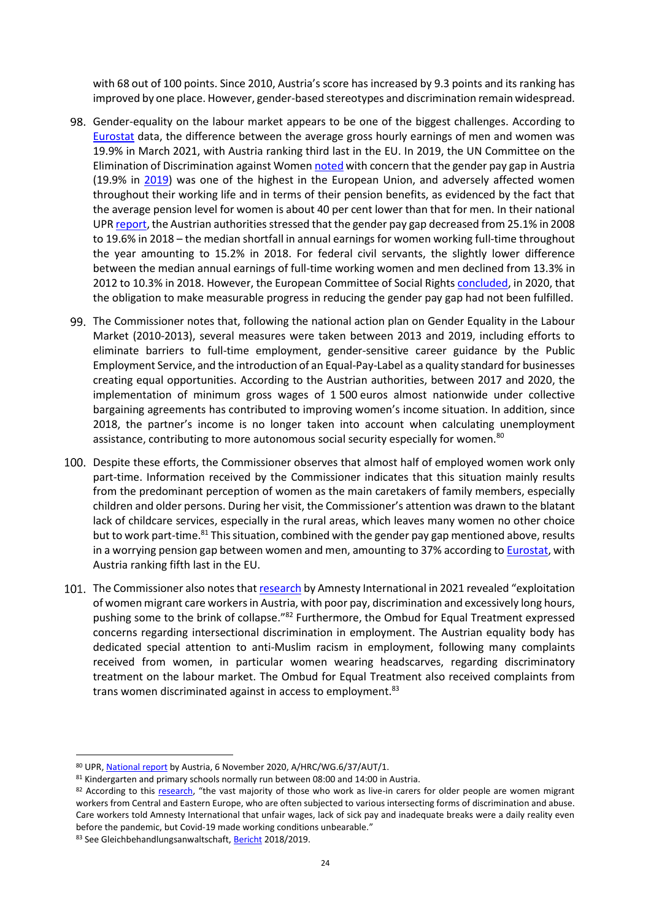with 68 out of 100 points. Since 2010, Austria's score has increased by 9.3 points and its ranking has improved by one place. However, gender-based stereotypes and discrimination remain widespread.

98. Gender-equality on the labour market appears to be one of the biggest challenges. According to Eurostat data, the difference between the average gross hourly earnings of men and women was 19.9% in March 2021, with Austria ranking third last in the EU. In 2019, the UN Committee on the Elimination of Discrimination against Women noted with concern that the gender pay gap in Austria (19.9% in 2019) was one of the highest in the European Union, and adversely affected women throughout their working life and in terms of their pension benefits, as evidenced by the fact that the average pension level for women is about 40 per cent lower than that for men. In their national UPR report, the Austrian authorities stressed that the gender pay gap decreased from 25.1% in 2008 to 19.6% in 2018 – the median shortfall in annual earnings for women working full-time throughout the year amounting to 15.2% in 2018. For federal civil servants, the slightly lower difference between the median annual earnings of full-time working women and men declined from 13.3% in 2012 to 10.3% in 2018. However, the European Committee of Social Rights concluded, in 2020, that the obligation to make measurable progress in reducing the gender pay gap had not been fulfilled.

99. The Commissioner notes that, following the national action plan on Gender Equality in the Labour Market (2010-2013), several measures were taken between 2013 and 2019, including efforts to eliminate barriers to full-time employment, gender-sensitive career guidance by the Public Employment Service, and the introduction of an Equal-Pay-Label as a quality standard for businesses creating equal opportunities. According to the Austrian authorities, between 2017 and 2020, the implementation of minimum gross wages of 1 500 euros almost nationwide under collective bargaining agreements has contributed to improving women's income situation. In addition, since 2018, the partner's income is no longer taken into account when calculating unemployment assistance, contributing to more autonomous social security especially for women.[80]

100. Despite these efforts, the Commissioner observes that almost half of employed women work only part-time. Information received by the Commissioner indicates that this situation mainly results from the predominant perception of women as the main caretakers of family members, especially children and older persons. During her visit, the Commissioner's attention was drawn to the blatant lack of childcare services, especially in the rural areas, which leaves many women no other choice but to work part-time.[81] This situation, combined with the gender pay gap mentioned above, results in a worrying pension gap between women and men, amounting to 37% according to Eurostat, with Austria ranking fifth last in the EU.

101. The Commissioner also notes that research by Amnesty International in 2021 revealed "exploitation of women migrant care workers in Austria, with poor pay, discrimination and excessively long hours, pushing some to the brink of collapse."[82] Furthermore, the Ombud for Equal Treatment expressed concerns regarding intersectional discrimination in employment. The Austrian equality body has dedicated special attention to anti-Muslim racism in employment, following many complaints received from women, in particular women wearing headscarves, regarding discriminatory treatment on the labour market. The Ombud for Equal Treatment also received complaints from trans women discriminated against in access to employment.[83]

---

[80] UPR, National report by Austria, 6 November 2020, A/HRC/WG.6/37/AUT/1.

[81] Kindergarten and primary schools normally run between 08:00 and 14:00 in Austria.

[82] According to this research, "the vast majority of those who work as live-in carers for older people are women migrant workers from Central and Eastern Europe, who are often subjected to various intersecting forms of discrimination and abuse. Care workers told Amnesty International that unfair wages, lack of sick pay and inadequate breaks were a daily reality even before the pandemic, but Covid-19 made working conditions unbearable."

[83] See Gleichbehandlungsanwaltschaft, Bericht 2018/2019.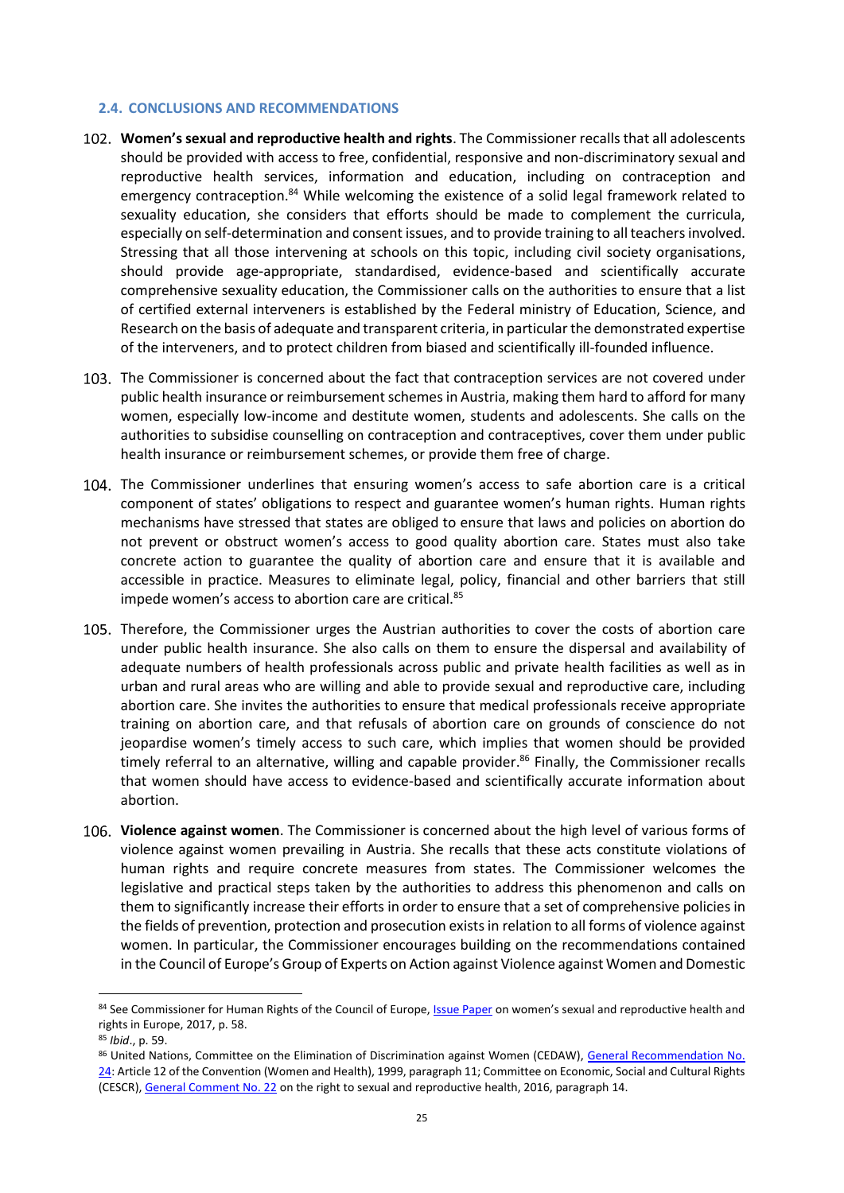### 2.4. CONCLUSIONS AND RECOMMENDATIONS

102. **Women's sexual and reproductive health and rights**. The Commissioner recalls that all adolescents should be provided with access to free, confidential, responsive and non-discriminatory sexual and reproductive health services, information and education, including on contraception and emergency contraception.[84] While welcoming the existence of a solid legal framework related to sexuality education, she considers that efforts should be made to complement the curricula, especially on self-determination and consent issues, and to provide training to all teachers involved. Stressing that all those intervening at schools on this topic, including civil society organisations, should provide age-appropriate, standardised, evidence-based and scientifically accurate comprehensive sexuality education, the Commissioner calls on the authorities to ensure that a list of certified external interveners is established by the Federal ministry of Education, Science, and Research on the basis of adequate and transparent criteria, in particular the demonstrated expertise of the interveners, and to protect children from biased and scientifically ill-founded influence.

103. The Commissioner is concerned about the fact that contraception services are not covered under public health insurance or reimbursement schemes in Austria, making them hard to afford for many women, especially low-income and destitute women, students and adolescents. She calls on the authorities to subsidise counselling on contraception and contraceptives, cover them under public health insurance or reimbursement schemes, or provide them free of charge.

104. The Commissioner underlines that ensuring women's access to safe abortion care is a critical component of states' obligations to respect and guarantee women's human rights. Human rights mechanisms have stressed that states are obliged to ensure that laws and policies on abortion do not prevent or obstruct women's access to good quality abortion care. States must also take concrete action to guarantee the quality of abortion care and ensure that it is available and accessible in practice. Measures to eliminate legal, policy, financial and other barriers that still impede women's access to abortion care are critical.[85]

105. Therefore, the Commissioner urges the Austrian authorities to cover the costs of abortion care under public health insurance. She also calls on them to ensure the dispersal and availability of adequate numbers of health professionals across public and private health facilities as well as in urban and rural areas who are willing and able to provide sexual and reproductive care, including abortion care. She invites the authorities to ensure that medical professionals receive appropriate training on abortion care, and that refusals of abortion care on grounds of conscience do not jeopardise women's timely access to such care, which implies that women should be provided timely referral to an alternative, willing and capable provider.[86] Finally, the Commissioner recalls that women should have access to evidence-based and scientifically accurate information about abortion.

106. **Violence against women**. The Commissioner is concerned about the high level of various forms of violence against women prevailing in Austria. She recalls that these acts constitute violations of human rights and require concrete measures from states. The Commissioner welcomes the legislative and practical steps taken by the authorities to address this phenomenon and calls on them to significantly increase their efforts in order to ensure that a set of comprehensive policies in the fields of prevention, protection and prosecution exists in relation to all forms of violence against women. In particular, the Commissioner encourages building on the recommendations contained in the Council of Europe's Group of Experts on Action against Violence against Women and Domestic

---

[84] See Commissioner for Human Rights of the Council of Europe, Issue Paper on women's sexual and reproductive health and rights in Europe, 2017, p. 58.

[85] *Ibid*., p. 59.

[86] United Nations, Committee on the Elimination of Discrimination against Women (CEDAW), General Recommendation No. 24: Article 12 of the Convention (Women and Health), 1999, paragraph 11; Committee on Economic, Social and Cultural Rights (CESCR), General Comment No. 22 on the right to sexual and reproductive health, 2016, paragraph 14.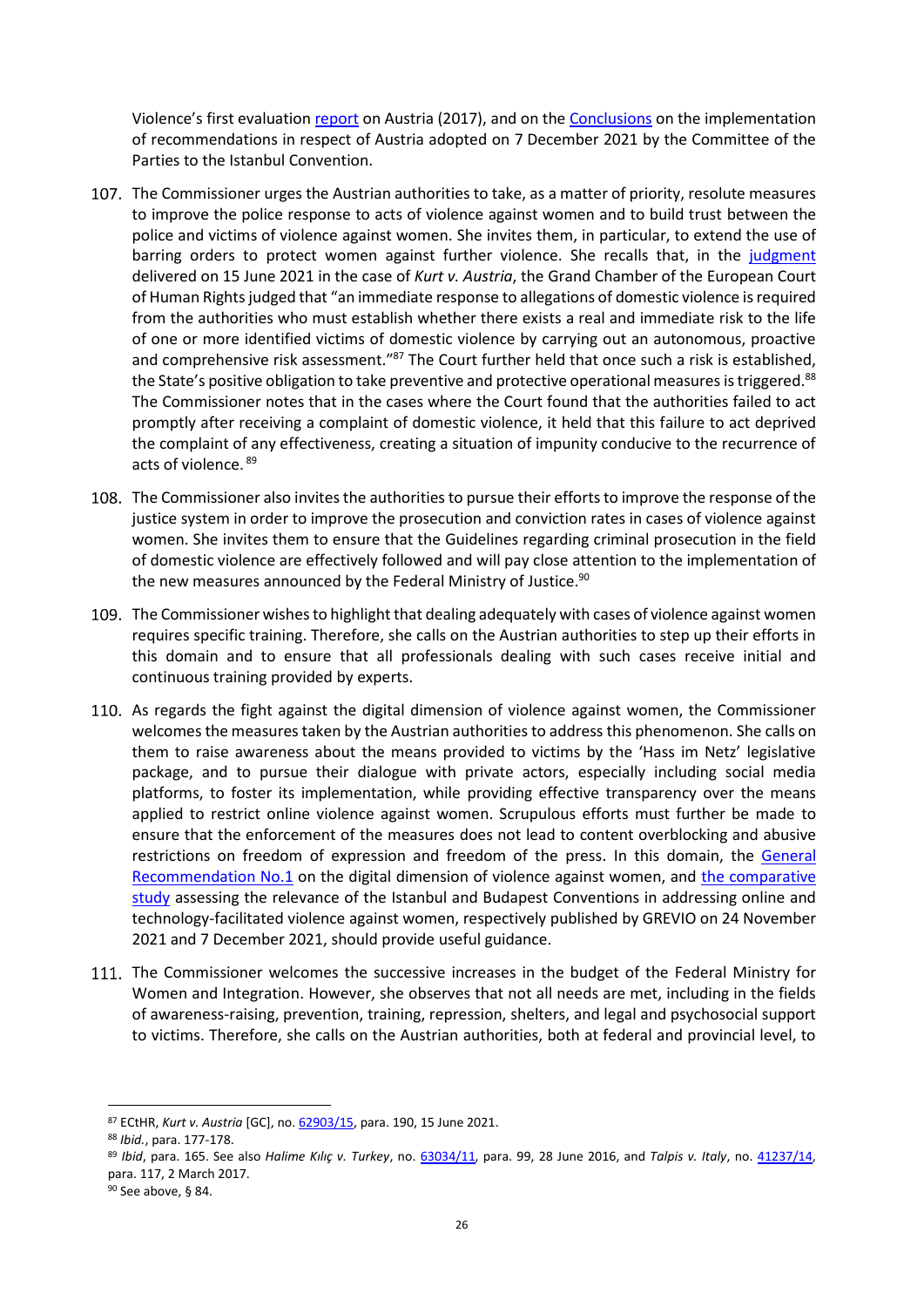Violence's first evaluation report on Austria (2017), and on the Conclusions on the implementation of recommendations in respect of Austria adopted on 7 December 2021 by the Committee of the Parties to the Istanbul Convention.

107. The Commissioner urges the Austrian authorities to take, as a matter of priority, resolute measures to improve the police response to acts of violence against women and to build trust between the police and victims of violence against women. She invites them, in particular, to extend the use of barring orders to protect women against further violence. She recalls that, in the judgment delivered on 15 June 2021 in the case of *Kurt v. Austria*, the Grand Chamber of the European Court of Human Rights judged that "an immediate response to allegations of domestic violence is required from the authorities who must establish whether there exists a real and immediate risk to the life of one or more identified victims of domestic violence by carrying out an autonomous, proactive and comprehensive risk assessment."[87] The Court further held that once such a risk is established, the State's positive obligation to take preventive and protective operational measures is triggered.[88] The Commissioner notes that in the cases where the Court found that the authorities failed to act promptly after receiving a complaint of domestic violence, it held that this failure to act deprived the complaint of any effectiveness, creating a situation of impunity conducive to the recurrence of acts of violence.[89]

108. The Commissioner also invites the authorities to pursue their efforts to improve the response of the justice system in order to improve the prosecution and conviction rates in cases of violence against women. She invites them to ensure that the Guidelines regarding criminal prosecution in the field of domestic violence are effectively followed and will pay close attention to the implementation of the new measures announced by the Federal Ministry of Justice.[90]

109. The Commissioner wishes to highlight that dealing adequately with cases of violence against women requires specific training. Therefore, she calls on the Austrian authorities to step up their efforts in this domain and to ensure that all professionals dealing with such cases receive initial and continuous training provided by experts.

110. As regards the fight against the digital dimension of violence against women, the Commissioner welcomes the measures taken by the Austrian authorities to address this phenomenon. She calls on them to raise awareness about the means provided to victims by the 'Hass im Netz' legislative package, and to pursue their dialogue with private actors, especially including social media platforms, to foster its implementation, while providing effective transparency over the means applied to restrict online violence against women. Scrupulous efforts must further be made to ensure that the enforcement of the measures does not lead to content overblocking and abusive restrictions on freedom of expression and freedom of the press. In this domain, the General Recommendation No.1 on the digital dimension of violence against women, and the comparative study assessing the relevance of the Istanbul and Budapest Conventions in addressing online and technology-facilitated violence against women, respectively published by GREVIO on 24 November 2021 and 7 December 2021, should provide useful guidance.

111. The Commissioner welcomes the successive increases in the budget of the Federal Ministry for Women and Integration. However, she observes that not all needs are met, including in the fields of awareness-raising, prevention, training, repression, shelters, and legal and psychosocial support to victims. Therefore, she calls on the Austrian authorities, both at federal and provincial level, to

---

[87] ECtHR, *Kurt v. Austria* [GC], no. 62903/15, para. 190, 15 June 2021.

[88] *Ibid.*, para. 177-178.

[89] *Ibid*, para. 165. See also *Halime Kılıç v. Turkey*, no. 63034/11, para. 99, 28 June 2016, and *Talpis v. Italy*, no. 41237/14, para. 117, 2 March 2017.

[90] See above, § 84.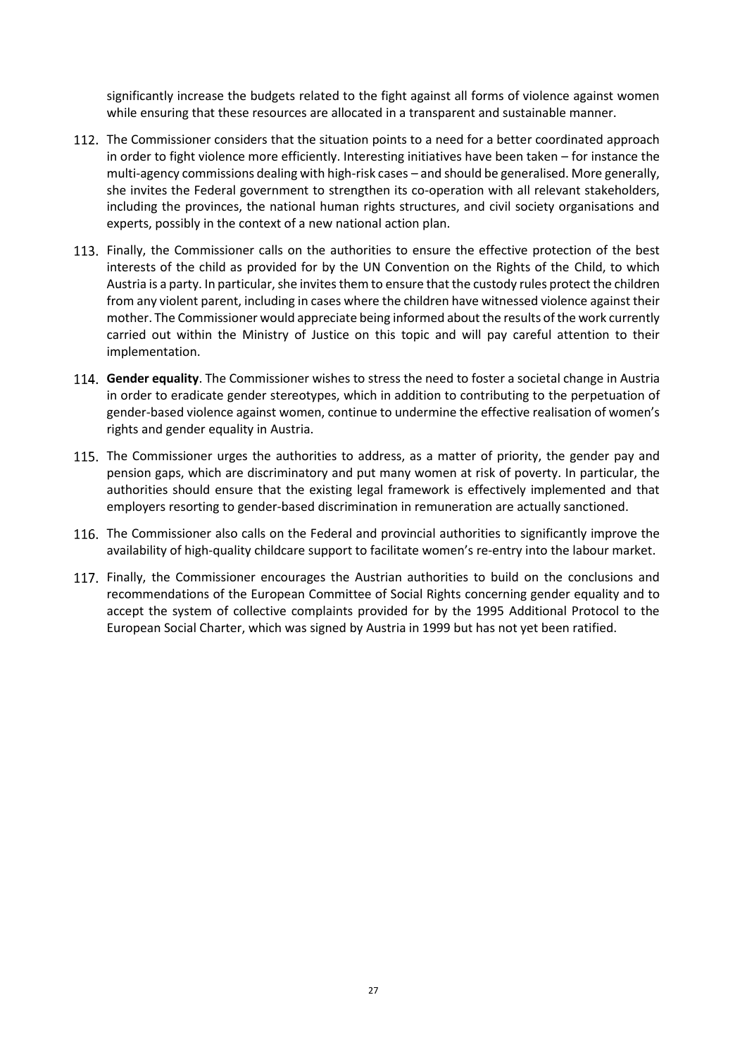significantly increase the budgets related to the fight against all forms of violence against women while ensuring that these resources are allocated in a transparent and sustainable manner.

112. The Commissioner considers that the situation points to a need for a better coordinated approach in order to fight violence more efficiently. Interesting initiatives have been taken – for instance the multi-agency commissions dealing with high-risk cases – and should be generalised. More generally, she invites the Federal government to strengthen its co-operation with all relevant stakeholders, including the provinces, the national human rights structures, and civil society organisations and experts, possibly in the context of a new national action plan.

113. Finally, the Commissioner calls on the authorities to ensure the effective protection of the best interests of the child as provided for by the UN Convention on the Rights of the Child, to which Austria is a party. In particular, she invites them to ensure that the custody rules protect the children from any violent parent, including in cases where the children have witnessed violence against their mother. The Commissioner would appreciate being informed about the results of the work currently carried out within the Ministry of Justice on this topic and will pay careful attention to their implementation.

114. **Gender equality**. The Commissioner wishes to stress the need to foster a societal change in Austria in order to eradicate gender stereotypes, which in addition to contributing to the perpetuation of gender-based violence against women, continue to undermine the effective realisation of women's rights and gender equality in Austria.

115. The Commissioner urges the authorities to address, as a matter of priority, the gender pay and pension gaps, which are discriminatory and put many women at risk of poverty. In particular, the authorities should ensure that the existing legal framework is effectively implemented and that employers resorting to gender-based discrimination in remuneration are actually sanctioned.

116. The Commissioner also calls on the Federal and provincial authorities to significantly improve the availability of high-quality childcare support to facilitate women's re-entry into the labour market.

117. Finally, the Commissioner encourages the Austrian authorities to build on the conclusions and recommendations of the European Committee of Social Rights concerning gender equality and to accept the system of collective complaints provided for by the 1995 Additional Protocol to the European Social Charter, which was signed by Austria in 1999 but has not yet been ratified.